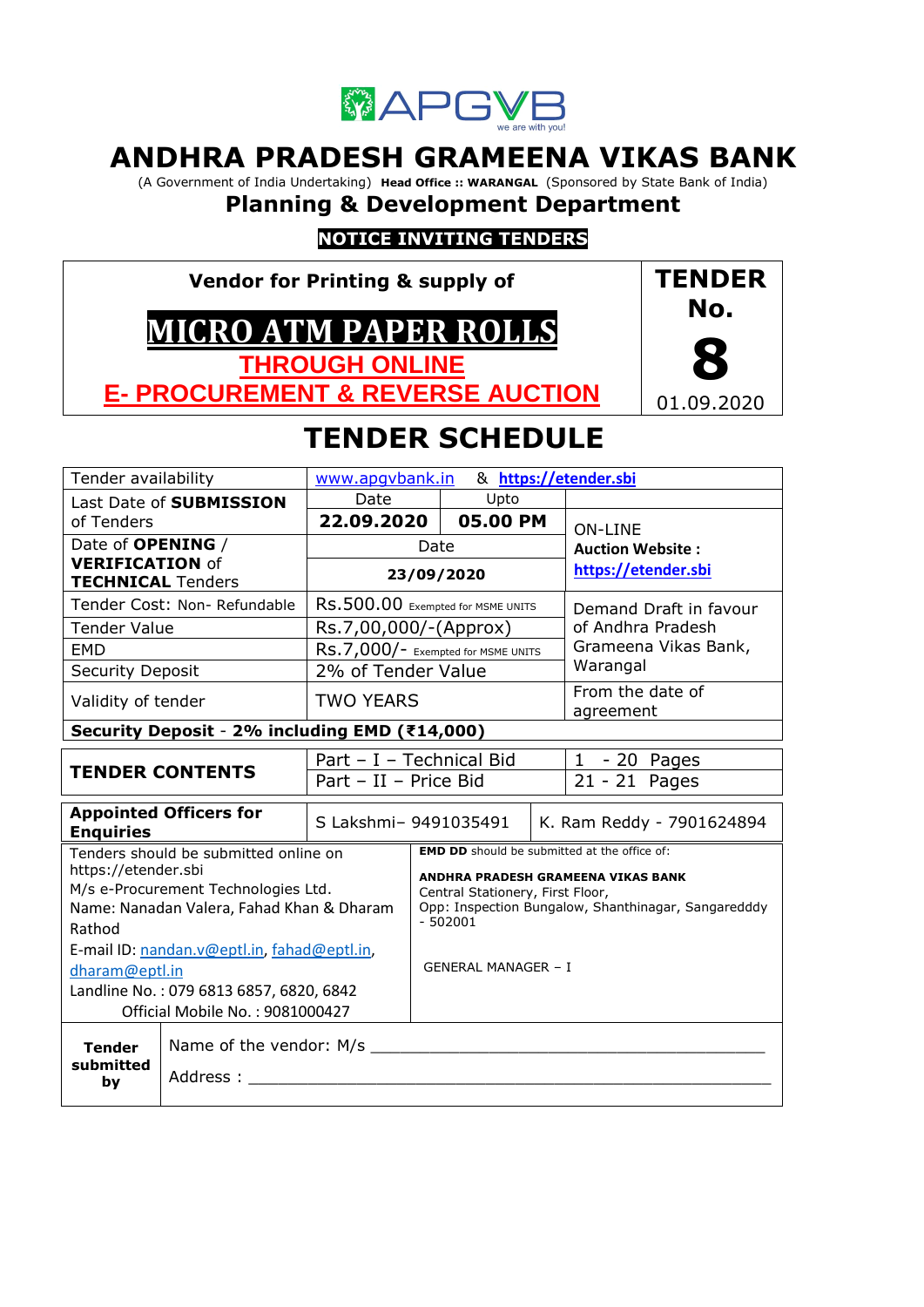APGVB
we are with you!

# ANDHRA PRADESH GRAMEENA VIKAS BANK

(A Government of India Undertaking) **Head Office :: WARANGAL** (Sponsored by State Bank of India)

## Planning & Development Department

**NOTICE INVITING TENDERS**

| **Vendor for Printing & supply of**<br>**MICRO ATM PAPER ROLLS**<br>**THROUGH ONLINE**<br>**E- PROCUREMENT & REVERSE AUCTION** | **TENDER No.**<br>**8**<br>01.09.2020 |
|---|---|

# TENDER SCHEDULE

| Tender availability | www.apgvbank.in & https://etender.sbi | | |
|---|---|---|---|
| Last Date of **SUBMISSION** of Tenders | Date<br>**22.09.2020** | Upto<br>**05.00 PM** | ON-LINE<br>**Auction Website :**<br>**https://etender.sbi** |
| Date of **OPENING** / **VERIFICATION** of **TECHNICAL** Tenders | Date<br>**23/09/2020** | | |
| Tender Cost: Non- Refundable | Rs.500.00 Exempted for MSME UNITS | | Demand Draft in favour of Andhra Pradesh Grameena Vikas Bank, Warangal |
| Tender Value | Rs.7,00,000/-(Approx) | | |
| EMD | Rs.7,000/- Exempted for MSME UNITS | | |
| Security Deposit | 2% of Tender Value | | |
| Validity of tender | TWO YEARS | | From the date of agreement |
| **Security Deposit - 2% including EMD (₹14,000)** | | | |

| **TENDER CONTENTS** | Part – I – Technical Bid | 1 - 20 Pages |
|---|---|---|
| | Part – II – Price Bid | 21 - 21 Pages |

| **Appointed Officers for Enquiries** | S Lakshmi– 9491035491 | K. Ram Reddy - 7901624894 |
|---|---|---|

| Tenders should be submitted online on https://etender.sbi<br>M/s e-Procurement Technologies Ltd.<br>Name: Nanadan Valera, Fahad Khan & Dharam Rathod<br>E-mail ID: nandan.v@eptl.in, fahad@eptl.in, dharam@eptl.in<br>Landline No. : 079 6813 6857, 6820, 6842<br>Official Mobile No. : 9081000427 | **EMD DD** should be submitted at the office of:<br>**ANDHRA PRADESH GRAMEENA VIKAS BANK**<br>Central Stationery, First Floor,<br>Opp: Inspection Bungalow, Shanthinagar, Sangaredddy - 502001<br>GENERAL MANAGER – I |
|---|---|

| **Tender submitted by** | Name of the vendor: M/s \_\_\_\_\_\_\_\_\_\_\_\_\_\_\_\_\_\_\_\_<br>Address : \_\_\_\_\_\_\_\_\_\_\_\_\_\_\_\_\_\_\_\_ |
|---|---|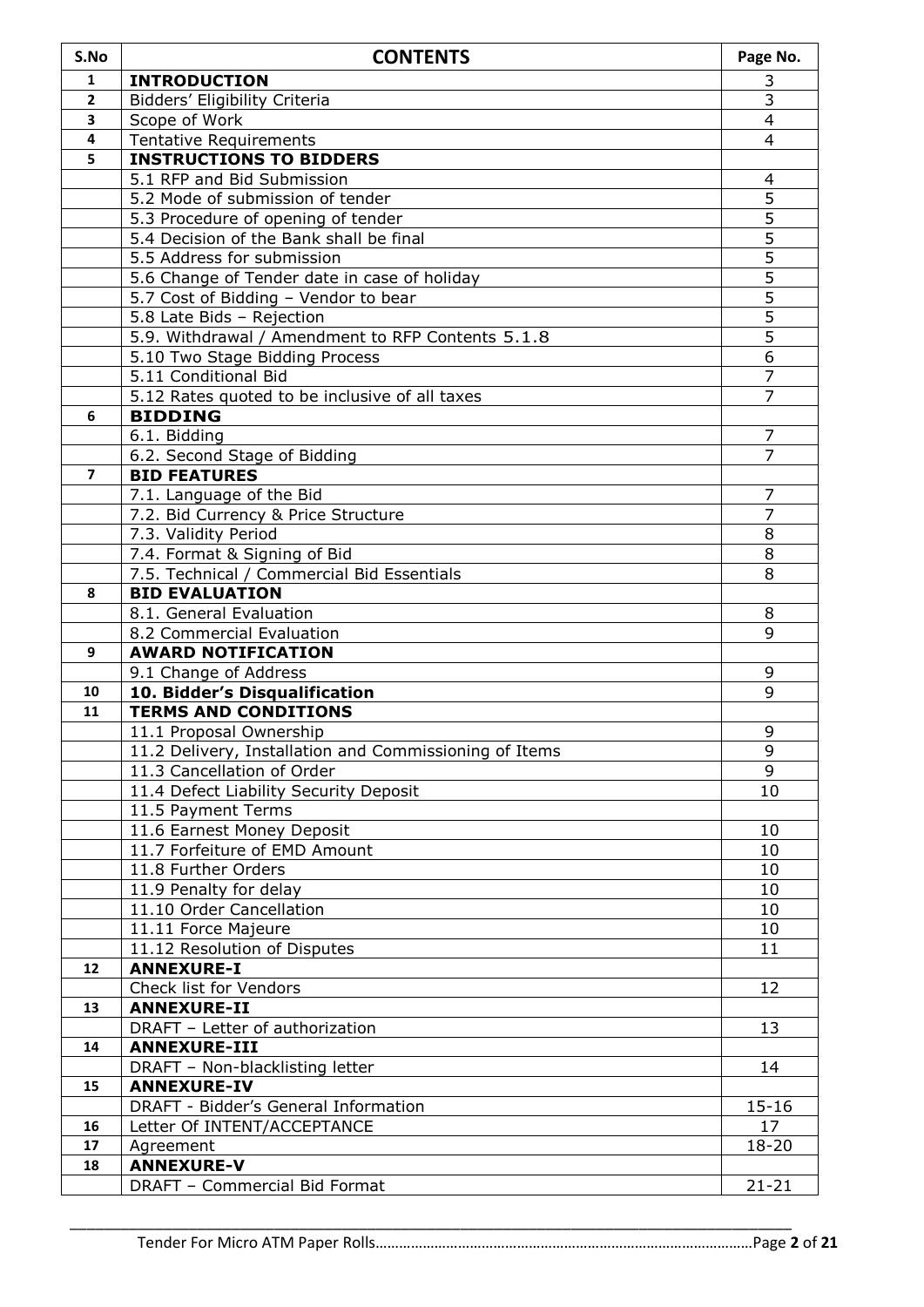| S.No | CONTENTS | Page No. |
|---|---|---|
| 1 | **INTRODUCTION** | 3 |
| 2 | Bidders' Eligibility Criteria | 3 |
| 3 | Scope of Work | 4 |
| 4 | Tentative Requirements | 4 |
| 5 | **INSTRUCTIONS TO BIDDERS** | |
| | 5.1 RFP and Bid Submission | 4 |
| | 5.2 Mode of submission of tender | 5 |
| | 5.3 Procedure of opening of tender | 5 |
| | 5.4 Decision of the Bank shall be final | 5 |
| | 5.5 Address for submission | 5 |
| | 5.6 Change of Tender date in case of holiday | 5 |
| | 5.7 Cost of Bidding – Vendor to bear | 5 |
| | 5.8 Late Bids – Rejection | 5 |
| | 5.9. Withdrawal / Amendment to RFP Contents 5.1.8 | 5 |
| | 5.10 Two Stage Bidding Process | 6 |
| | 5.11 Conditional Bid | 7 |
| | 5.12 Rates quoted to be inclusive of all taxes | 7 |
| 6 | **BIDDING** | |
| | 6.1. Bidding | 7 |
| | 6.2. Second Stage of Bidding | 7 |
| 7 | **BID FEATURES** | |
| | 7.1. Language of the Bid | 7 |
| | 7.2. Bid Currency & Price Structure | 7 |
| | 7.3. Validity Period | 8 |
| | 7.4. Format & Signing of Bid | 8 |
| | 7.5. Technical / Commercial Bid Essentials | 8 |
| 8 | **BID EVALUATION** | |
| | 8.1. General Evaluation | 8 |
| | 8.2 Commercial Evaluation | 9 |
| 9 | **AWARD NOTIFICATION** | |
| | 9.1 Change of Address | 9 |
| 10 | **10. Bidder's Disqualification** | 9 |
| 11 | **TERMS AND CONDITIONS** | |
| | 11.1 Proposal Ownership | 9 |
| | 11.2 Delivery, Installation and Commissioning of Items | 9 |
| | 11.3 Cancellation of Order | 9 |
| | 11.4 Defect Liability Security Deposit | 10 |
| | 11.5 Payment Terms | |
| | 11.6 Earnest Money Deposit | 10 |
| | 11.7 Forfeiture of EMD Amount | 10 |
| | 11.8 Further Orders | 10 |
| | 11.9 Penalty for delay | 10 |
| | 11.10 Order Cancellation | 10 |
| | 11.11 Force Majeure | 10 |
| | 11.12 Resolution of Disputes | 11 |
| 12 | **ANNEXURE-I** | |
| | Check list for Vendors | 12 |
| 13 | **ANNEXURE-II** | |
| | DRAFT – Letter of authorization | 13 |
| 14 | **ANNEXURE-III** | |
| | DRAFT – Non-blacklisting letter | 14 |
| 15 | **ANNEXURE-IV** | |
| | DRAFT - Bidder's General Information | 15-16 |
| 16 | Letter Of INTENT/ACCEPTANCE | 17 |
| 17 | Agreement | 18-20 |
| 18 | **ANNEXURE-V** | |
| | DRAFT – Commercial Bid Format | 21-21 |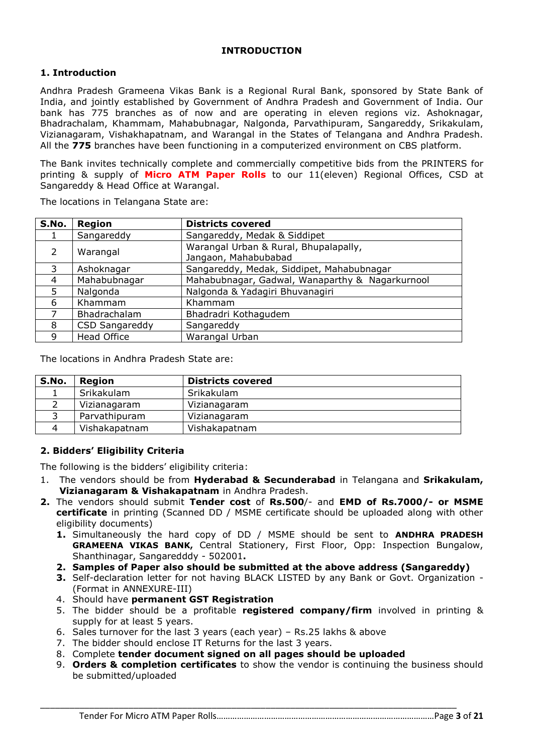# INTRODUCTION

## 1. Introduction

Andhra Pradesh Grameena Vikas Bank is a Regional Rural Bank, sponsored by State Bank of India, and jointly established by Government of Andhra Pradesh and Government of India. Our bank has 775 branches as of now and are operating in eleven regions viz. Ashoknagar, Bhadrachalam, Khammam, Mahabubnagar, Nalgonda, Parvathipuram, Sangareddy, Srikakulam, Vizianagaram, Vishakhapatnam, and Warangal in the States of Telangana and Andhra Pradesh. All the **775** branches have been functioning in a computerized environment on CBS platform.

The Bank invites technically complete and commercially competitive bids from the PRINTERS for printing & supply of **Micro ATM Paper Rolls** to our 11(eleven) Regional Offices, CSD at Sangareddy & Head Office at Warangal.

The locations in Telangana State are:

| S.No. | Region | Districts covered |
|---|---|---|
| 1 | Sangareddy | Sangareddy, Medak & Siddipet |
| 2 | Warangal | Warangal Urban & Rural, Bhupalapally, Jangaon, Mahabubabad |
| 3 | Ashoknagar | Sangareddy, Medak, Siddipet, Mahabubnagar |
| 4 | Mahabubnagar | Mahabubnagar, Gadwal, Wanaparthy & Nagarkurnool |
| 5 | Nalgonda | Nalgonda & Yadagiri Bhuvanagiri |
| 6 | Khammam | Khammam |
| 7 | Bhadrachalam | Bhadradri Kothagudem |
| 8 | CSD Sangareddy | Sangareddy |
| 9 | Head Office | Warangal Urban |

The locations in Andhra Pradesh State are:

| S.No. | Region | Districts covered |
|---|---|---|
| 1 | Srikakulam | Srikakulam |
| 2 | Vizianagaram | Vizianagaram |
| 3 | Parvathipuram | Vizianagaram |
| 4 | Vishakapatnam | Vishakapatnam |

## 2. Bidders' Eligibility Criteria

The following is the bidders' eligibility criteria:

1. The vendors should be from **Hyderabad & Secunderabad** in Telangana and **Srikakulam, Vizianagaram & Vishakapatnam** in Andhra Pradesh.
2. The vendors should submit **Tender cost** of **Rs.500**/- and **EMD of Rs.7000/- or MSME certificate** in printing (Scanned DD / MSME certificate should be uploaded along with other eligibility documents)
   1. Simultaneously the hard copy of DD / MSME should be sent to **ANDHRA PRADESH GRAMEENA VIKAS BANK,** Central Stationery, First Floor, Opp: Inspection Bungalow, Shanthinagar, Sangaredddy - 502001**.**
   2. **Samples of Paper also should be submitted at the above address (Sangareddy)**
   3. Self-declaration letter for not having BLACK LISTED by any Bank or Govt. Organization - (Format in ANNEXURE-III)
   4. Should have **permanent GST Registration**
   5. The bidder should be a profitable **registered company/firm** involved in printing & supply for at least 5 years.
   6. Sales turnover for the last 3 years (each year) – Rs.25 lakhs & above
   7. The bidder should enclose IT Returns for the last 3 years.
   8. Complete **tender document signed on all pages should be uploaded**
   9. **Orders & completion certificates** to show the vendor is continuing the business should be submitted/uploaded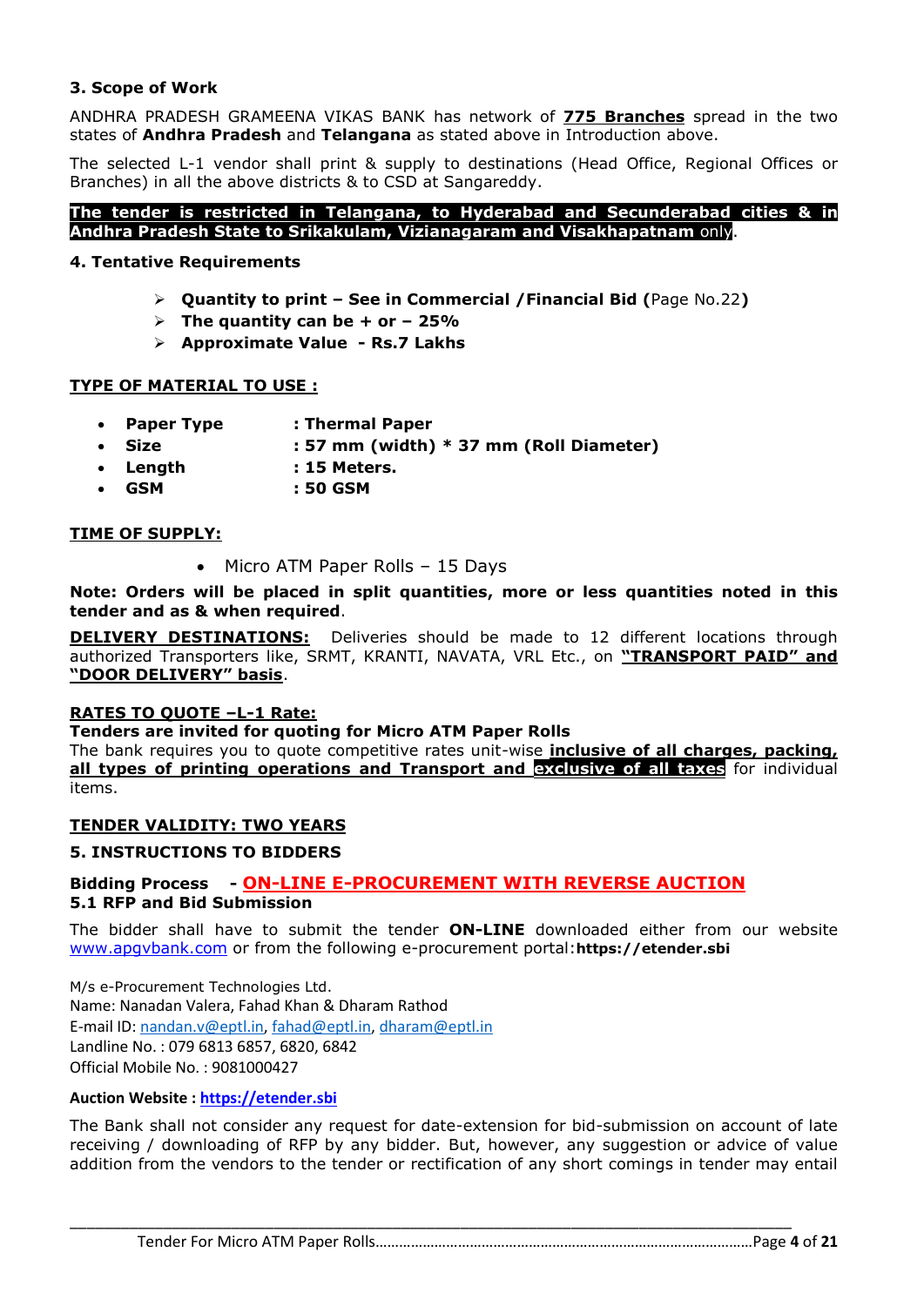### 3. Scope of Work

ANDHRA PRADESH GRAMEENA VIKAS BANK has network of **775 Branches** spread in the two states of **Andhra Pradesh** and **Telangana** as stated above in Introduction above.

The selected L-1 vendor shall print & supply to destinations (Head Office, Regional Offices or Branches) in all the above districts & to CSD at Sangareddy.

**The tender is restricted in Telangana, to Hyderabad and Secunderabad cities & in Andhra Pradesh State to Srikakulam, Vizianagaram and Visakhapatnam** only.

### 4. Tentative Requirements

- **Quantity to print – See in Commercial /Financial Bid (**Page No.22**)**
- **The quantity can be + or – 25%**
- **Approximate Value - Rs.7 Lakhs**

**TYPE OF MATERIAL TO USE :**

- **Paper Type : Thermal Paper**
- **Size : 57 mm (width) * 37 mm (Roll Diameter)**
- **Length : 15 Meters.**
- **GSM : 50 GSM**

**TIME OF SUPPLY:**

- Micro ATM Paper Rolls – 15 Days

**Note: Orders will be placed in split quantities, more or less quantities noted in this tender and as & when required**.

**DELIVERY DESTINATIONS:** Deliveries should be made to 12 different locations through authorized Transporters like, SRMT, KRANTI, NAVATA, VRL Etc., on **"TRANSPORT PAID" and "DOOR DELIVERY" basis**.

**RATES TO QUOTE –L-1 Rate:**
**Tenders are invited for quoting for Micro ATM Paper Rolls**
The bank requires you to quote competitive rates unit-wise **inclusive of all charges, packing, all types of printing operations and Transport and exclusive of all taxes** for individual items.

**TENDER VALIDITY: TWO YEARS**

### 5. INSTRUCTIONS TO BIDDERS

**Bidding Process - ON-LINE E-PROCUREMENT WITH REVERSE AUCTION**

**5.1 RFP and Bid Submission**

The bidder shall have to submit the tender **ON-LINE** downloaded either from our website www.apgvbank.com or from the following e-procurement portal:**https://etender.sbi**

M/s e-Procurement Technologies Ltd.
Name: Nanadan Valera, Fahad Khan & Dharam Rathod
E-mail ID: nandan.v@eptl.in, fahad@eptl.in, dharam@eptl.in
Landline No. : 079 6813 6857, 6820, 6842
Official Mobile No. : 9081000427

**Auction Website : https://etender.sbi**

The Bank shall not consider any request for date-extension for bid-submission on account of late receiving / downloading of RFP by any bidder. But, however, any suggestion or advice of value addition from the vendors to the tender or rectification of any short comings in tender may entail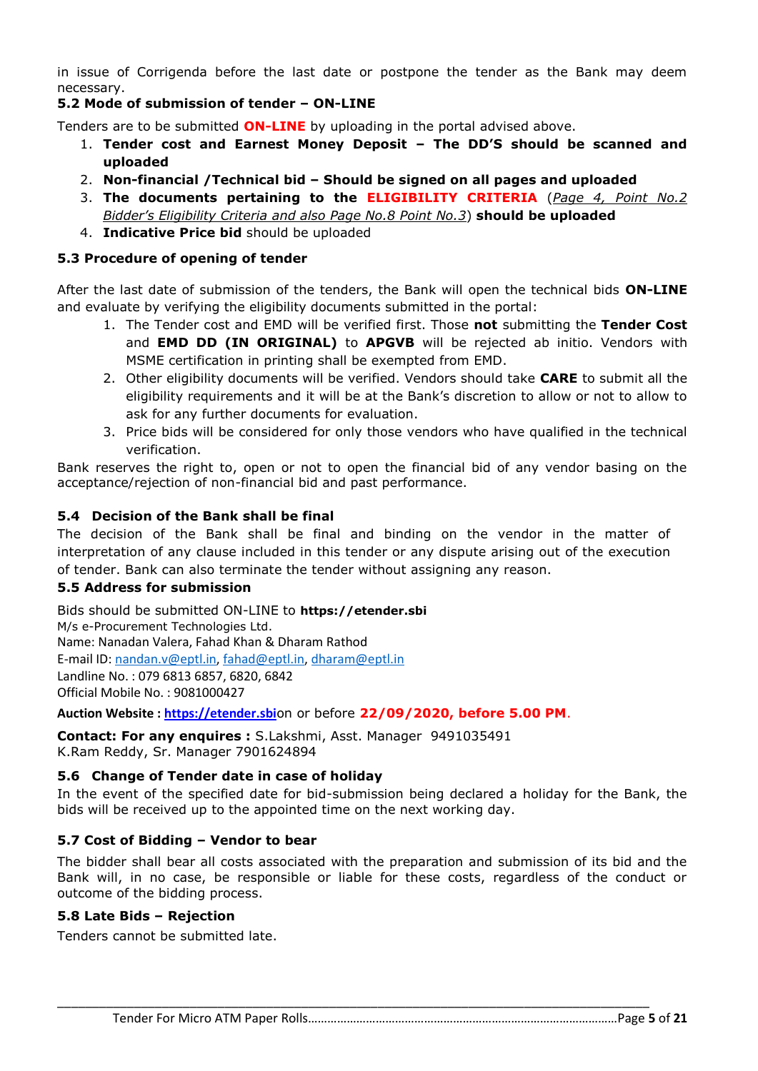in issue of Corrigenda before the last date or postpone the tender as the Bank may deem necessary.

### 5.2 Mode of submission of tender – ON-LINE

Tenders are to be submitted **ON-LINE** by uploading in the portal advised above.

1. **Tender cost and Earnest Money Deposit – The DD'S should be scanned and uploaded**
2. **Non-financial /Technical bid – Should be signed on all pages and uploaded**
3. **The documents pertaining to the ELIGIBILITY CRITERIA** (*Page 4, Point No.2 Bidder's Eligibility Criteria and also Page No.8 Point No.3*) **should be uploaded**
4. **Indicative Price bid** should be uploaded

### 5.3 Procedure of opening of tender

After the last date of submission of the tenders, the Bank will open the technical bids **ON-LINE** and evaluate by verifying the eligibility documents submitted in the portal:

1. The Tender cost and EMD will be verified first. Those **not** submitting the **Tender Cost** and **EMD DD (IN ORIGINAL)** to **APGVB** will be rejected ab initio. Vendors with MSME certification in printing shall be exempted from EMD.
2. Other eligibility documents will be verified. Vendors should take **CARE** to submit all the eligibility requirements and it will be at the Bank's discretion to allow or not to allow to ask for any further documents for evaluation.
3. Price bids will be considered for only those vendors who have qualified in the technical verification.

Bank reserves the right to, open or not to open the financial bid of any vendor basing on the acceptance/rejection of non-financial bid and past performance.

### 5.4 Decision of the Bank shall be final

The decision of the Bank shall be final and binding on the vendor in the matter of interpretation of any clause included in this tender or any dispute arising out of the execution of tender. Bank can also terminate the tender without assigning any reason.

### 5.5 Address for submission

Bids should be submitted ON-LINE to **https://etender.sbi**
M/s e-Procurement Technologies Ltd.
Name: Nanadan Valera, Fahad Khan & Dharam Rathod
E-mail ID: nandan.v@eptl.in, fahad@eptl.in, dharam@eptl.in
Landline No. : 079 6813 6857, 6820, 6842
Official Mobile No. : 9081000427

**Auction Website : https://etender.sbi**on or before **22/09/2020, before 5.00 PM**.

**Contact: For any enquires :** S.Lakshmi, Asst. Manager 9491035491
K.Ram Reddy, Sr. Manager 7901624894

### 5.6 Change of Tender date in case of holiday

In the event of the specified date for bid-submission being declared a holiday for the Bank, the bids will be received up to the appointed time on the next working day.

### 5.7 Cost of Bidding – Vendor to bear

The bidder shall bear all costs associated with the preparation and submission of its bid and the Bank will, in no case, be responsible or liable for these costs, regardless of the conduct or outcome of the bidding process.

### 5.8 Late Bids – Rejection

Tenders cannot be submitted late.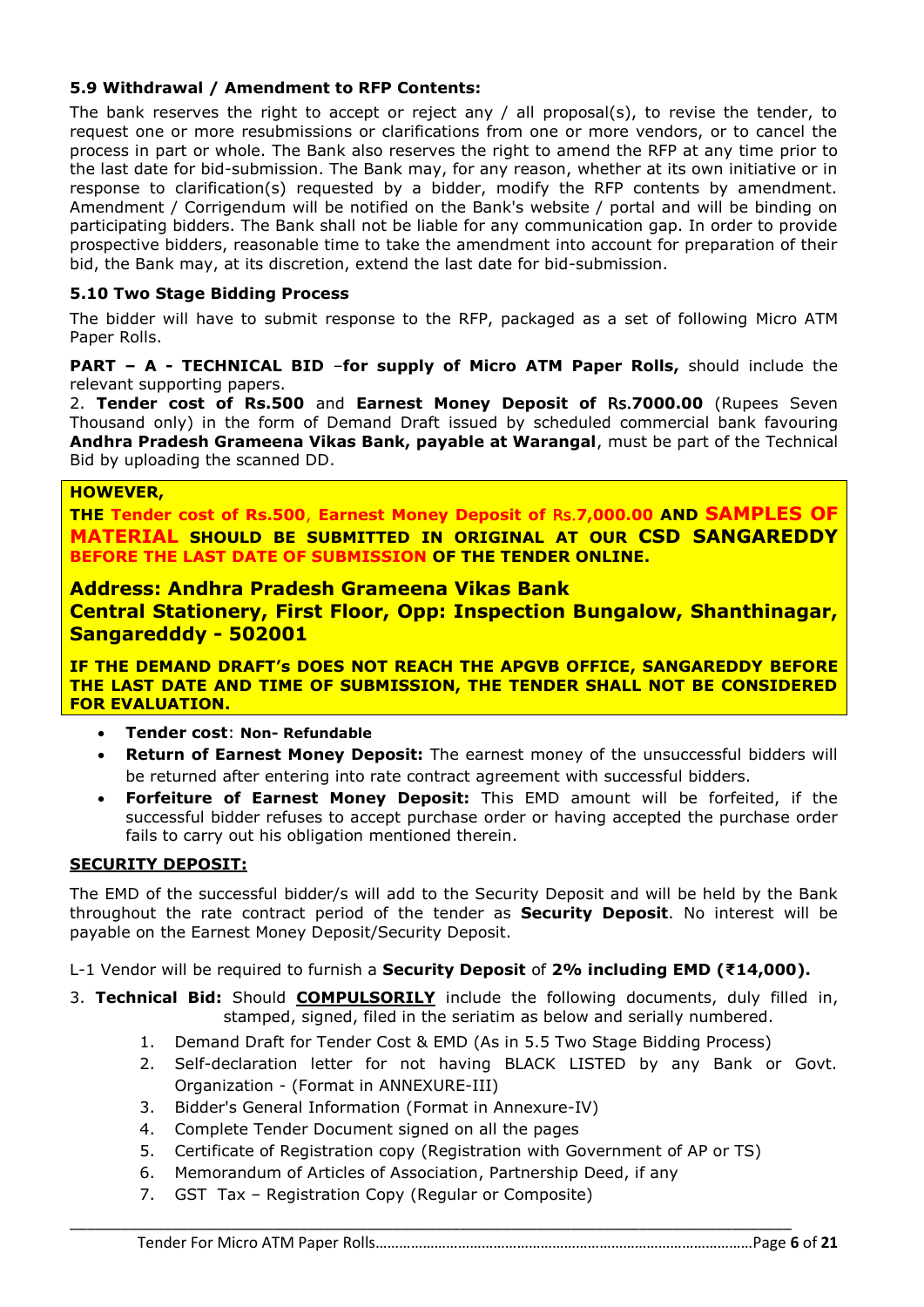### 5.9 Withdrawal / Amendment to RFP Contents:

The bank reserves the right to accept or reject any / all proposal(s), to revise the tender, to request one or more resubmissions or clarifications from one or more vendors, or to cancel the process in part or whole. The Bank also reserves the right to amend the RFP at any time prior to the last date for bid-submission. The Bank may, for any reason, whether at its own initiative or in response to clarification(s) requested by a bidder, modify the RFP contents by amendment. Amendment / Corrigendum will be notified on the Bank's website / portal and will be binding on participating bidders. The Bank shall not be liable for any communication gap. In order to provide prospective bidders, reasonable time to take the amendment into account for preparation of their bid, the Bank may, at its discretion, extend the last date for bid-submission.

### 5.10 Two Stage Bidding Process

The bidder will have to submit response to the RFP, packaged as a set of following Micro ATM Paper Rolls.

**PART – A - TECHNICAL BID** –**for supply of Micro ATM Paper Rolls,** should include the relevant supporting papers.

2. **Tender cost of Rs.500** and **Earnest Money Deposit of Rs.7000.00** (Rupees Seven Thousand only) in the form of Demand Draft issued by scheduled commercial bank favouring **Andhra Pradesh Grameena Vikas Bank, payable at Warangal**, must be part of the Technical Bid by uploading the scanned DD.

**HOWEVER,**

**THE Tender cost of Rs.500, Earnest Money Deposit of Rs.7,000.00 AND SAMPLES OF MATERIAL SHOULD BE SUBMITTED IN ORIGINAL AT OUR CSD SANGAREDDY BEFORE THE LAST DATE OF SUBMISSION OF THE TENDER ONLINE.**

**Address: Andhra Pradesh Grameena Vikas Bank**
**Central Stationery, First Floor, Opp: Inspection Bungalow, Shanthinagar, Sangaredddy - 502001**

**IF THE DEMAND DRAFT's DOES NOT REACH THE APGVB OFFICE, SANGAREDDY BEFORE THE LAST DATE AND TIME OF SUBMISSION, THE TENDER SHALL NOT BE CONSIDERED FOR EVALUATION.**

- **Tender cost**: **Non- Refundable**
- **Return of Earnest Money Deposit:** The earnest money of the unsuccessful bidders will be returned after entering into rate contract agreement with successful bidders.
- **Forfeiture of Earnest Money Deposit:** This EMD amount will be forfeited, if the successful bidder refuses to accept purchase order or having accepted the purchase order fails to carry out his obligation mentioned therein.

**SECURITY DEPOSIT:**

The EMD of the successful bidder/s will add to the Security Deposit and will be held by the Bank throughout the rate contract period of the tender as **Security Deposit**. No interest will be payable on the Earnest Money Deposit/Security Deposit.

L-1 Vendor will be required to furnish a **Security Deposit** of **2% including EMD (₹14,000).**

3. **Technical Bid:** Should **COMPULSORILY** include the following documents, duly filled in, stamped, signed, filed in the seriatim as below and serially numbered.
    1. Demand Draft for Tender Cost & EMD (As in 5.5 Two Stage Bidding Process)
    2. Self-declaration letter for not having BLACK LISTED by any Bank or Govt. Organization - (Format in ANNEXURE-III)
    3. Bidder's General Information (Format in Annexure-IV)
    4. Complete Tender Document signed on all the pages
    5. Certificate of Registration copy (Registration with Government of AP or TS)
    6. Memorandum of Articles of Association, Partnership Deed, if any
    7. GST Tax – Registration Copy (Regular or Composite)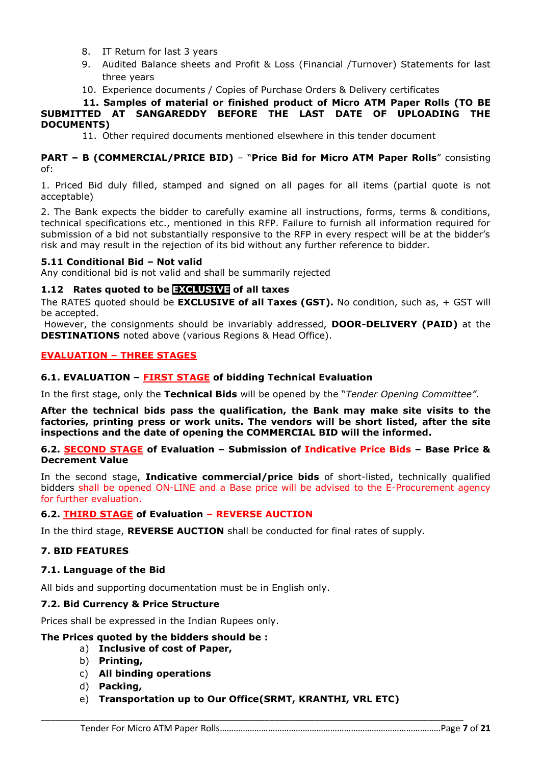8. IT Return for last 3 years
9. Audited Balance sheets and Profit & Loss (Financial /Turnover) Statements for last three years
10. Experience documents / Copies of Purchase Orders & Delivery certificates

**11. Samples of material or finished product of Micro ATM Paper Rolls (TO BE SUBMITTED AT SANGAREDDY BEFORE THE LAST DATE OF UPLOADING THE DOCUMENTS)**

11. Other required documents mentioned elsewhere in this tender document

**PART – B (COMMERCIAL/PRICE BID)** – "**Price Bid for Micro ATM Paper Rolls**" consisting of:

1. Priced Bid duly filled, stamped and signed on all pages for all items (partial quote is not acceptable)

2. The Bank expects the bidder to carefully examine all instructions, forms, terms & conditions, technical specifications etc., mentioned in this RFP. Failure to furnish all information required for submission of a bid not substantially responsive to the RFP in every respect will be at the bidder's risk and may result in the rejection of its bid without any further reference to bidder.

**5.11 Conditional Bid – Not valid**

Any conditional bid is not valid and shall be summarily rejected

**1.12 Rates quoted to be EXCLUSIVE of all taxes**

The RATES quoted should be **EXCLUSIVE of all Taxes (GST).** No condition, such as, + GST will be accepted.

However, the consignments should be invariably addressed, **DOOR-DELIVERY (PAID)** at the **DESTINATIONS** noted above (various Regions & Head Office).

**EVALUATION – THREE STAGES**

**6.1. EVALUATION – FIRST STAGE of bidding Technical Evaluation**

In the first stage, only the **Technical Bids** will be opened by the "*Tender Opening Committee"*.

**After the technical bids pass the qualification, the Bank may make site visits to the factories, printing press or work units. The vendors will be short listed, after the site inspections and the date of opening the COMMERCIAL BID will the informed.**

**6.2. SECOND STAGE of Evaluation – Submission of Indicative Price Bids – Base Price & Decrement Value**

In the second stage, **Indicative commercial/price bids** of short-listed, technically qualified bidders shall be opened ON-LINE and a Base price will be advised to the E-Procurement agency for further evaluation.

**6.2. THIRD STAGE of Evaluation – REVERSE AUCTION**

In the third stage, **REVERSE AUCTION** shall be conducted for final rates of supply.

**7. BID FEATURES**

**7.1. Language of the Bid**

All bids and supporting documentation must be in English only.

**7.2. Bid Currency & Price Structure**

Prices shall be expressed in the Indian Rupees only.

**The Prices quoted by the bidders should be :**

a) **Inclusive of cost of Paper,**
b) **Printing,**
c) **All binding operations**
d) **Packing,**
e) **Transportation up to Our Office(SRMT, KRANTHI, VRL ETC)**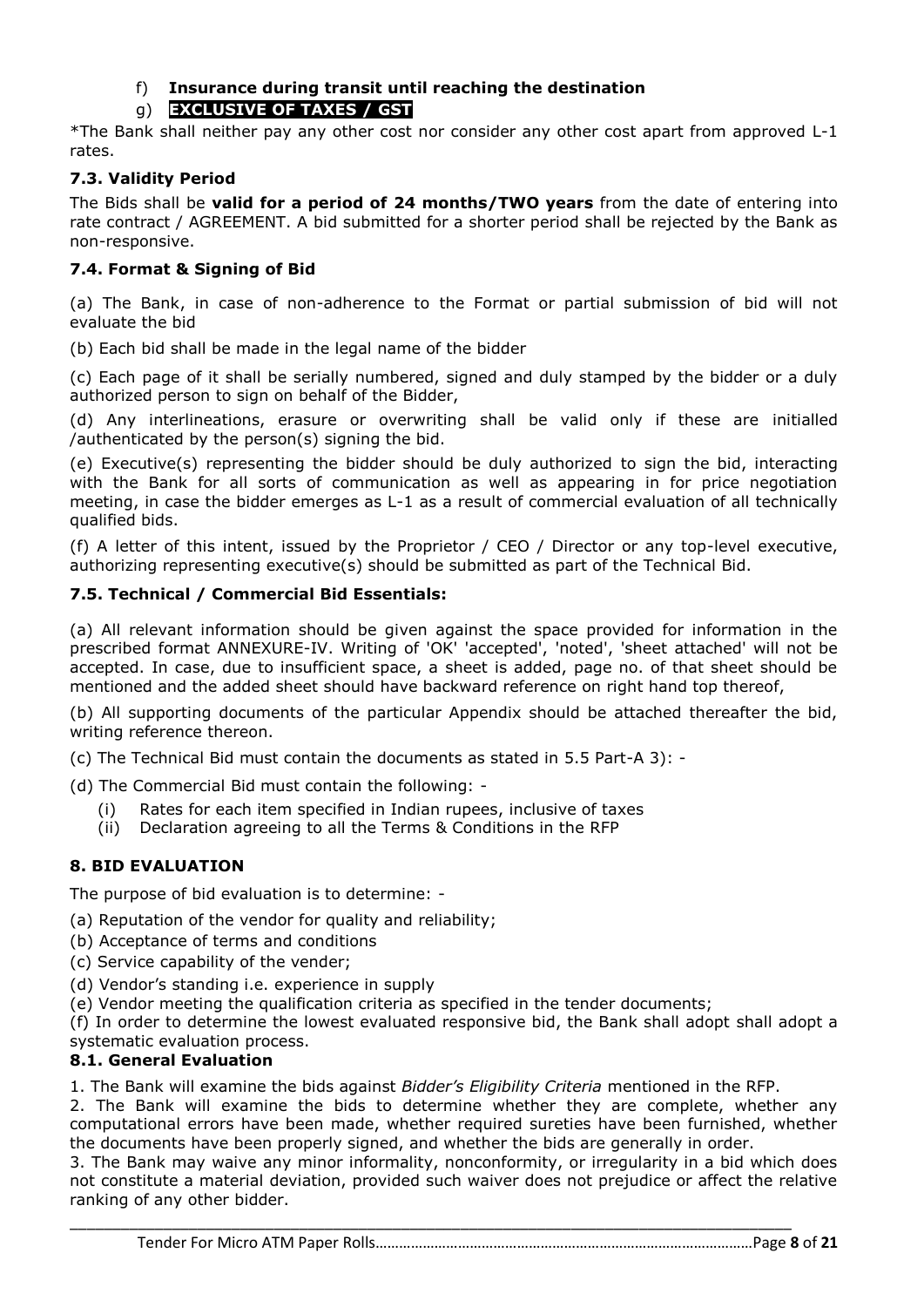f) **Insurance during transit until reaching the destination**

g) **EXCLUSIVE OF TAXES / GST**

*The Bank shall neither pay any other cost nor consider any other cost apart from approved L-1 rates.

### 7.3. Validity Period

The Bids shall be **valid for a period of 24 months/TWO years** from the date of entering into rate contract / AGREEMENT. A bid submitted for a shorter period shall be rejected by the Bank as non-responsive.

### 7.4. Format & Signing of Bid

(a) The Bank, in case of non-adherence to the Format or partial submission of bid will not evaluate the bid

(b) Each bid shall be made in the legal name of the bidder

(c) Each page of it shall be serially numbered, signed and duly stamped by the bidder or a duly authorized person to sign on behalf of the Bidder,

(d) Any interlineations, erasure or overwriting shall be valid only if these are initialled /authenticated by the person(s) signing the bid.

(e) Executive(s) representing the bidder should be duly authorized to sign the bid, interacting with the Bank for all sorts of communication as well as appearing in for price negotiation meeting, in case the bidder emerges as L-1 as a result of commercial evaluation of all technically qualified bids.

(f) A letter of this intent, issued by the Proprietor / CEO / Director or any top-level executive, authorizing representing executive(s) should be submitted as part of the Technical Bid.

### 7.5. Technical / Commercial Bid Essentials:

(a) All relevant information should be given against the space provided for information in the prescribed format ANNEXURE-IV. Writing of 'OK' 'accepted', 'noted', 'sheet attached' will not be accepted. In case, due to insufficient space, a sheet is added, page no. of that sheet should be mentioned and the added sheet should have backward reference on right hand top thereof,

(b) All supporting documents of the particular Appendix should be attached thereafter the bid, writing reference thereon.

(c) The Technical Bid must contain the documents as stated in 5.5 Part-A 3): -

(d) The Commercial Bid must contain the following: -

(i) Rates for each item specified in Indian rupees, inclusive of taxes
(ii) Declaration agreeing to all the Terms & Conditions in the RFP

## 8. BID EVALUATION

The purpose of bid evaluation is to determine: -

(a) Reputation of the vendor for quality and reliability;
(b) Acceptance of terms and conditions
(c) Service capability of the vender;
(d) Vendor's standing i.e. experience in supply
(e) Vendor meeting the qualification criteria as specified in the tender documents;
(f) In order to determine the lowest evaluated responsive bid, the Bank shall adopt shall adopt a systematic evaluation process.

### 8.1. General Evaluation

1. The Bank will examine the bids against *Bidder's Eligibility Criteria* mentioned in the RFP.
2. The Bank will examine the bids to determine whether they are complete, whether any computational errors have been made, whether required sureties have been furnished, whether the documents have been properly signed, and whether the bids are generally in order.
3. The Bank may waive any minor informality, nonconformity, or irregularity in a bid which does not constitute a material deviation, provided such waiver does not prejudice or affect the relative ranking of any other bidder.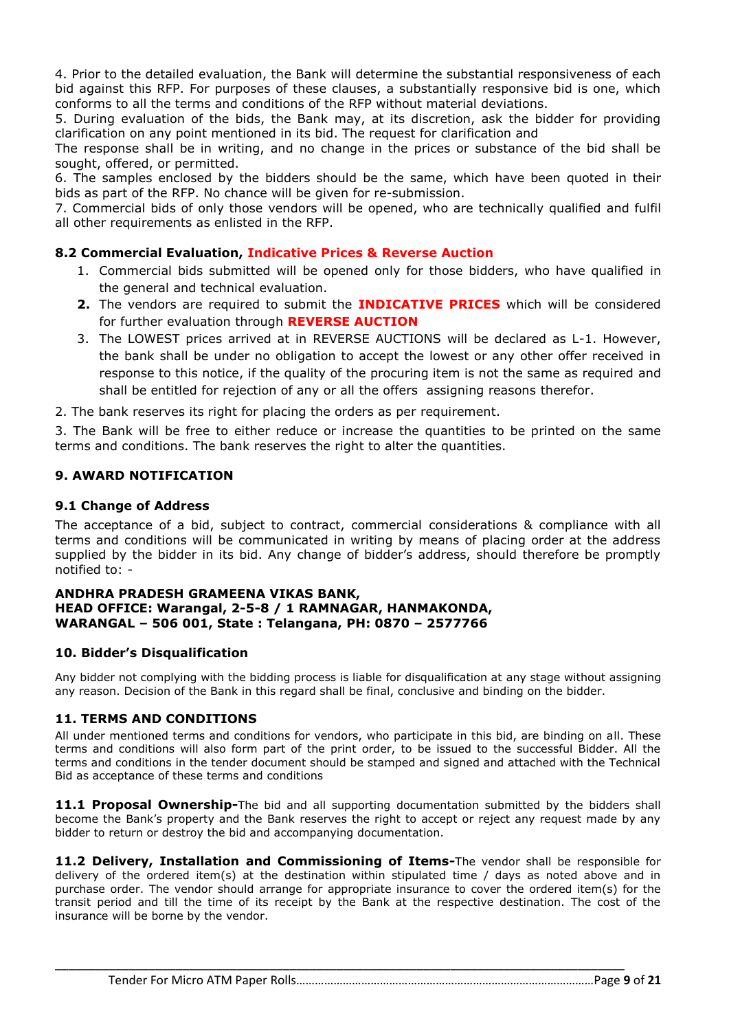4. Prior to the detailed evaluation, the Bank will determine the substantial responsiveness of each bid against this RFP. For purposes of these clauses, a substantially responsive bid is one, which conforms to all the terms and conditions of the RFP without material deviations.

5. During evaluation of the bids, the Bank may, at its discretion, ask the bidder for providing clarification on any point mentioned in its bid. The request for clarification and
The response shall be in writing, and no change in the prices or substance of the bid shall be sought, offered, or permitted.

6. The samples enclosed by the bidders should be the same, which have been quoted in their bids as part of the RFP. No chance will be given for re-submission.

7. Commercial bids of only those vendors will be opened, who are technically qualified and fulfil all other requirements as enlisted in the RFP.

### 8.2 Commercial Evaluation, Indicative Prices & Reverse Auction

1. Commercial bids submitted will be opened only for those bidders, who have qualified in the general and technical evaluation.
2. The vendors are required to submit the **INDICATIVE PRICES** which will be considered for further evaluation through **REVERSE AUCTION**
3. The LOWEST prices arrived at in REVERSE AUCTIONS will be declared as L-1. However, the bank shall be under no obligation to accept the lowest or any other offer received in response to this notice, if the quality of the procuring item is not the same as required and shall be entitled for rejection of any or all the offers assigning reasons therefor.

2. The bank reserves its right for placing the orders as per requirement.

3. The Bank will be free to either reduce or increase the quantities to be printed on the same terms and conditions. The bank reserves the right to alter the quantities.

## 9. AWARD NOTIFICATION

### 9.1 Change of Address

The acceptance of a bid, subject to contract, commercial considerations & compliance with all terms and conditions will be communicated in writing by means of placing order at the address supplied by the bidder in its bid. Any change of bidder's address, should therefore be promptly notified to: -

**ANDHRA PRADESH GRAMEENA VIKAS BANK,**
**HEAD OFFICE: Warangal, 2-5-8 / 1 RAMNAGAR, HANMAKONDA,**
**WARANGAL – 506 001, State : Telangana, PH: 0870 – 2577766**

## 10. Bidder's Disqualification

Any bidder not complying with the bidding process is liable for disqualification at any stage without assigning any reason. Decision of the Bank in this regard shall be final, conclusive and binding on the bidder.

## 11. TERMS AND CONDITIONS

All under mentioned terms and conditions for vendors, who participate in this bid, are binding on all. These terms and conditions will also form part of the print order, to be issued to the successful Bidder. All the terms and conditions in the tender document should be stamped and signed and attached with the Technical Bid as acceptance of these terms and conditions

**11.1 Proposal Ownership-**The bid and all supporting documentation submitted by the bidders shall become the Bank's property and the Bank reserves the right to accept or reject any request made by any bidder to return or destroy the bid and accompanying documentation.

**11.2 Delivery, Installation and Commissioning of Items-**The vendor shall be responsible for delivery of the ordered item(s) at the destination within stipulated time / days as noted above and in purchase order. The vendor should arrange for appropriate insurance to cover the ordered item(s) for the transit period and till the time of its receipt by the Bank at the respective destination. The cost of the insurance will be borne by the vendor.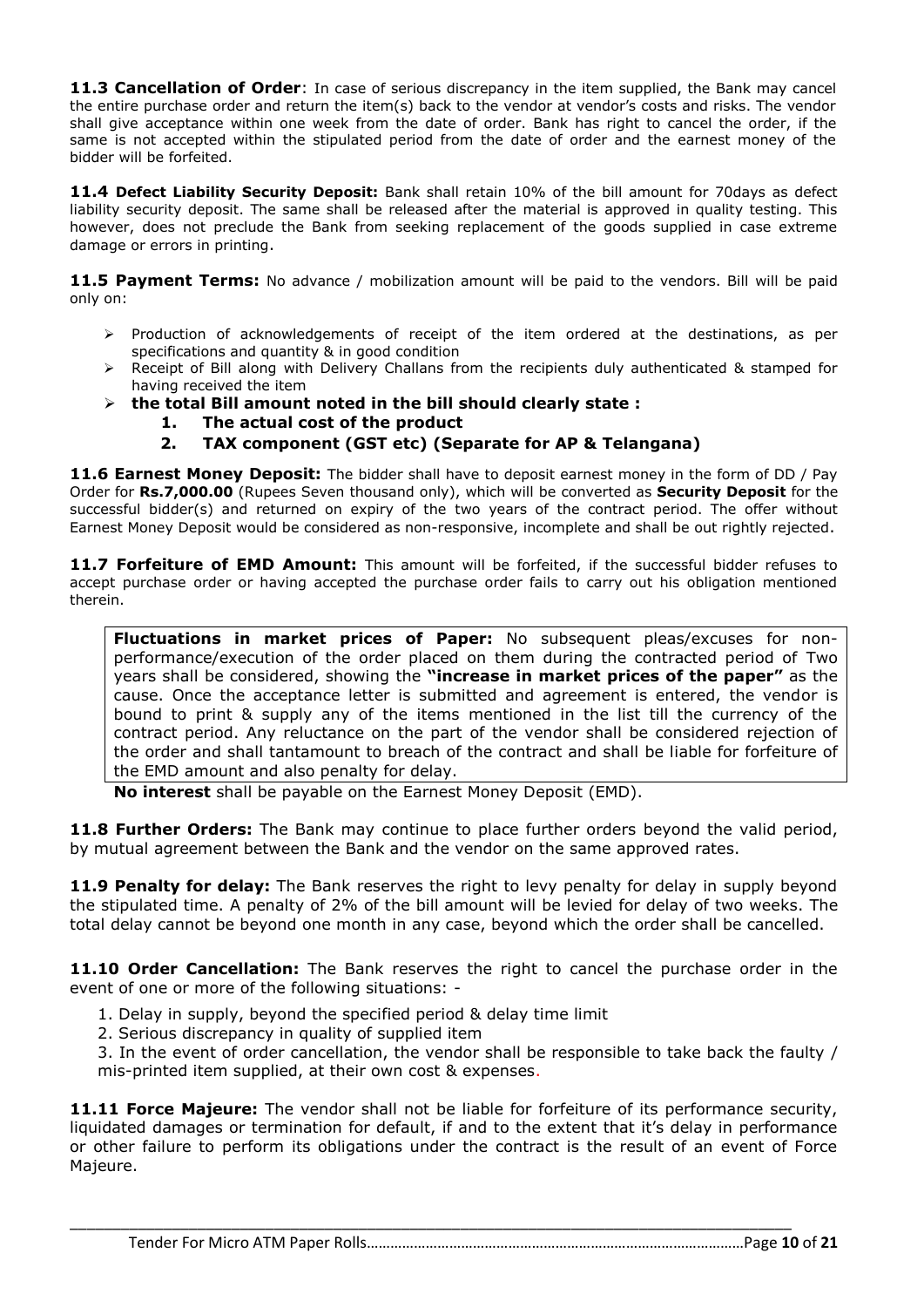**11.3 Cancellation of Order**: In case of serious discrepancy in the item supplied, the Bank may cancel the entire purchase order and return the item(s) back to the vendor at vendor's costs and risks. The vendor shall give acceptance within one week from the date of order. Bank has right to cancel the order, if the same is not accepted within the stipulated period from the date of order and the earnest money of the bidder will be forfeited.

**11.4 Defect Liability Security Deposit:** Bank shall retain 10% of the bill amount for 70days as defect liability security deposit. The same shall be released after the material is approved in quality testing. This however, does not preclude the Bank from seeking replacement of the goods supplied in case extreme damage or errors in printing.

**11.5 Payment Terms:** No advance / mobilization amount will be paid to the vendors. Bill will be paid only on:

- Production of acknowledgements of receipt of the item ordered at the destinations, as per specifications and quantity & in good condition
- Receipt of Bill along with Delivery Challans from the recipients duly authenticated & stamped for having received the item
- **the total Bill amount noted in the bill should clearly state :**
    1. **The actual cost of the product**
    2. **TAX component (GST etc) (Separate for AP & Telangana)**

**11.6 Earnest Money Deposit:** The bidder shall have to deposit earnest money in the form of DD / Pay Order for **Rs.7,000.00** (Rupees Seven thousand only), which will be converted as **Security Deposit** for the successful bidder(s) and returned on expiry of the two years of the contract period. The offer without Earnest Money Deposit would be considered as non-responsive, incomplete and shall be out rightly rejected.

**11.7 Forfeiture of EMD Amount:** This amount will be forfeited, if the successful bidder refuses to accept purchase order or having accepted the purchase order fails to carry out his obligation mentioned therein.

**Fluctuations in market prices of Paper:** No subsequent pleas/excuses for non-performance/execution of the order placed on them during the contracted period of Two years shall be considered, showing the **"increase in market prices of the paper"** as the cause. Once the acceptance letter is submitted and agreement is entered, the vendor is bound to print & supply any of the items mentioned in the list till the currency of the contract period. Any reluctance on the part of the vendor shall be considered rejection of the order and shall tantamount to breach of the contract and shall be liable for forfeiture of the EMD amount and also penalty for delay.

**No interest** shall be payable on the Earnest Money Deposit (EMD).

**11.8 Further Orders:** The Bank may continue to place further orders beyond the valid period, by mutual agreement between the Bank and the vendor on the same approved rates.

**11.9 Penalty for delay:** The Bank reserves the right to levy penalty for delay in supply beyond the stipulated time. A penalty of 2% of the bill amount will be levied for delay of two weeks. The total delay cannot be beyond one month in any case, beyond which the order shall be cancelled.

**11.10 Order Cancellation:** The Bank reserves the right to cancel the purchase order in the event of one or more of the following situations: -

1. Delay in supply, beyond the specified period & delay time limit
2. Serious discrepancy in quality of supplied item
3. In the event of order cancellation, the vendor shall be responsible to take back the faulty / mis-printed item supplied, at their own cost & expenses.

**11.11 Force Majeure:** The vendor shall not be liable for forfeiture of its performance security, liquidated damages or termination for default, if and to the extent that it's delay in performance or other failure to perform its obligations under the contract is the result of an event of Force Majeure.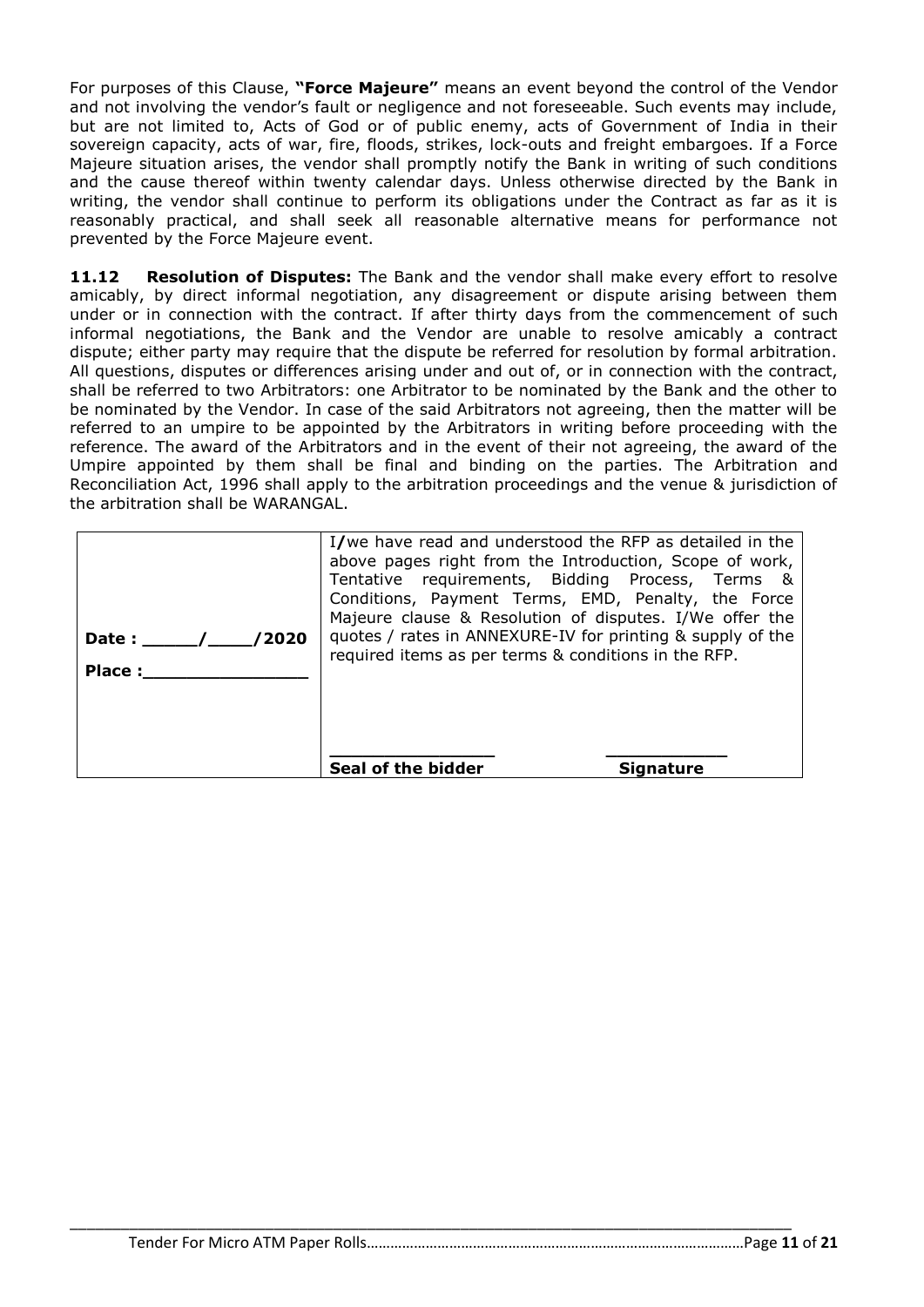For purposes of this Clause, **"Force Majeure"** means an event beyond the control of the Vendor and not involving the vendor's fault or negligence and not foreseeable. Such events may include, but are not limited to, Acts of God or of public enemy, acts of Government of India in their sovereign capacity, acts of war, fire, floods, strikes, lock-outs and freight embargoes. If a Force Majeure situation arises, the vendor shall promptly notify the Bank in writing of such conditions and the cause thereof within twenty calendar days. Unless otherwise directed by the Bank in writing, the vendor shall continue to perform its obligations under the Contract as far as it is reasonably practical, and shall seek all reasonable alternative means for performance not prevented by the Force Majeure event.

**11.12 Resolution of Disputes:** The Bank and the vendor shall make every effort to resolve amicably, by direct informal negotiation, any disagreement or dispute arising between them under or in connection with the contract. If after thirty days from the commencement of such informal negotiations, the Bank and the Vendor are unable to resolve amicably a contract dispute; either party may require that the dispute be referred for resolution by formal arbitration. All questions, disputes or differences arising under and out of, or in connection with the contract, shall be referred to two Arbitrators: one Arbitrator to be nominated by the Bank and the other to be nominated by the Vendor. In case of the said Arbitrators not agreeing, then the matter will be referred to an umpire to be appointed by the Arbitrators in writing before proceeding with the reference. The award of the Arbitrators and in the event of their not agreeing, the award of the Umpire appointed by them shall be final and binding on the parties. The Arbitration and Reconciliation Act, 1996 shall apply to the arbitration proceedings and the venue & jurisdiction of the arbitration shall be WARANGAL.

| | |
|---|---|
| **Date : _____/____/2020**<br><br>**Place :_______________** | I/we have read and understood the RFP as detailed in the above pages right from the Introduction, Scope of work, Tentative requirements, Bidding Process, Terms & Conditions, Payment Terms, EMD, Penalty, the Force Majeure clause & Resolution of disputes. I/We offer the quotes / rates in ANNEXURE-IV for printing & supply of the required items as per terms & conditions in the RFP.<br><br>_______________ ___________<br>**Seal of the bidder** **Signature** |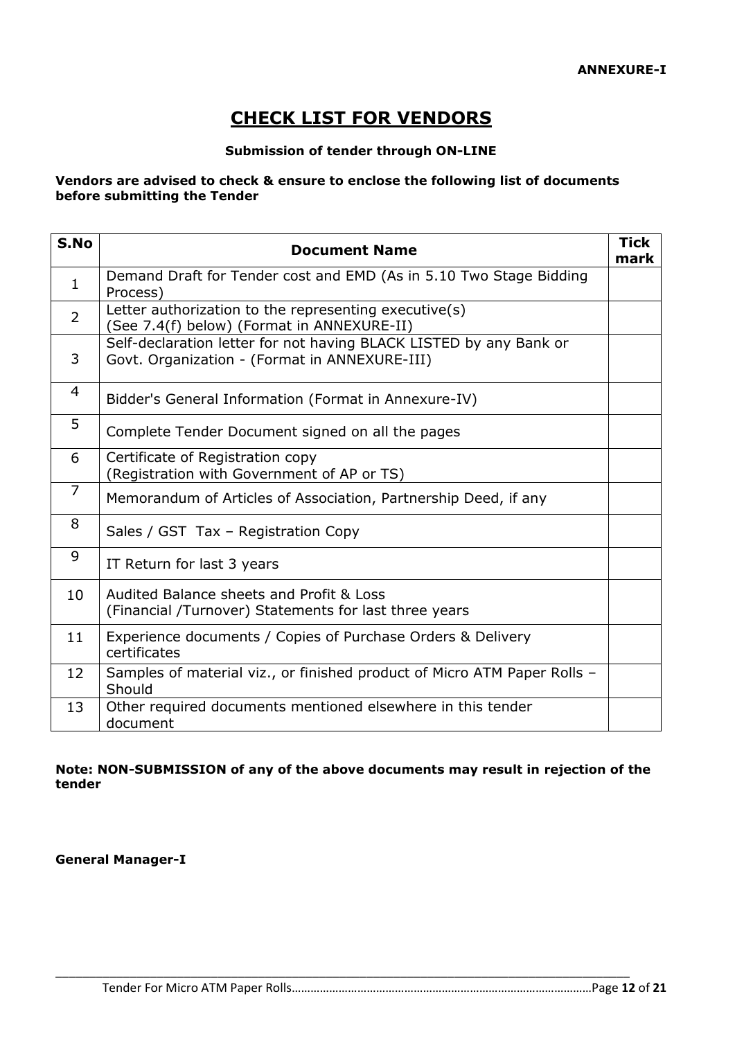**ANNEXURE-I**

# CHECK LIST FOR VENDORS

**Submission of tender through ON-LINE**

**Vendors are advised to check & ensure to enclose the following list of documents before submitting the Tender**

| S.No | Document Name | Tick mark |
|---|---|---|
| 1 | Demand Draft for Tender cost and EMD (As in 5.10 Two Stage Bidding Process) | |
| 2 | Letter authorization to the representing executive(s) (See 7.4(f) below) (Format in ANNEXURE-II) | |
| 3 | Self-declaration letter for not having BLACK LISTED by any Bank or Govt. Organization - (Format in ANNEXURE-III) | |
| 4 | Bidder's General Information (Format in Annexure-IV) | |
| 5 | Complete Tender Document signed on all the pages | |
| 6 | Certificate of Registration copy (Registration with Government of AP or TS) | |
| 7 | Memorandum of Articles of Association, Partnership Deed, if any | |
| 8 | Sales / GST Tax – Registration Copy | |
| 9 | IT Return for last 3 years | |
| 10 | Audited Balance sheets and Profit & Loss (Financial /Turnover) Statements for last three years | |
| 11 | Experience documents / Copies of Purchase Orders & Delivery certificates | |
| 12 | Samples of material viz., or finished product of Micro ATM Paper Rolls – Should | |
| 13 | Other required documents mentioned elsewhere in this tender document | |

**Note: NON-SUBMISSION of any of the above documents may result in rejection of the tender**

**General Manager-I**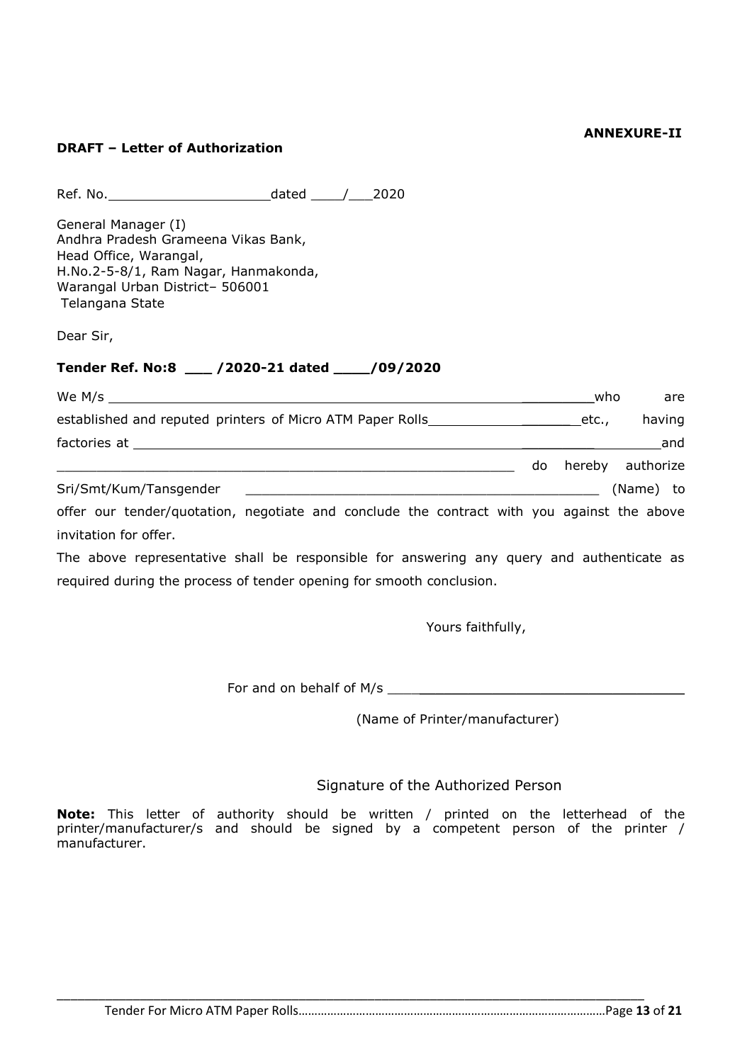**ANNEXURE-II**

**DRAFT – Letter of Authorization**

Ref. No.____________________dated ____/___2020

General Manager (I)
Andhra Pradesh Grameena Vikas Bank,
Head Office, Warangal,
H.No.2-5-8/1, Ram Nagar, Hanmakonda,
Warangal Urban District– 506001
Telangana State

Dear Sir,

**Tender Ref. No:8 ___ /2020-21 dated ____/09/2020**

We M/s _____________________________________________________________who are established and reputed printers of Micro ATM Paper Rolls__________________etc., having factories at ______________________________________________________________and ____________________________________________________________ do hereby authorize Sri/Smt/Kum/Tansgender _____________________________________________ (Name) to offer our tender/quotation, negotiate and conclude the contract with you against the above invitation for offer.

The above representative shall be responsible for answering any query and authenticate as required during the process of tender opening for smooth conclusion.

Yours faithfully,

For and on behalf of M/s ____________________________________

(Name of Printer/manufacturer)

Signature of the Authorized Person

**Note:** This letter of authority should be written / printed on the letterhead of the printer/manufacturer/s and should be signed by a competent person of the printer / manufacturer.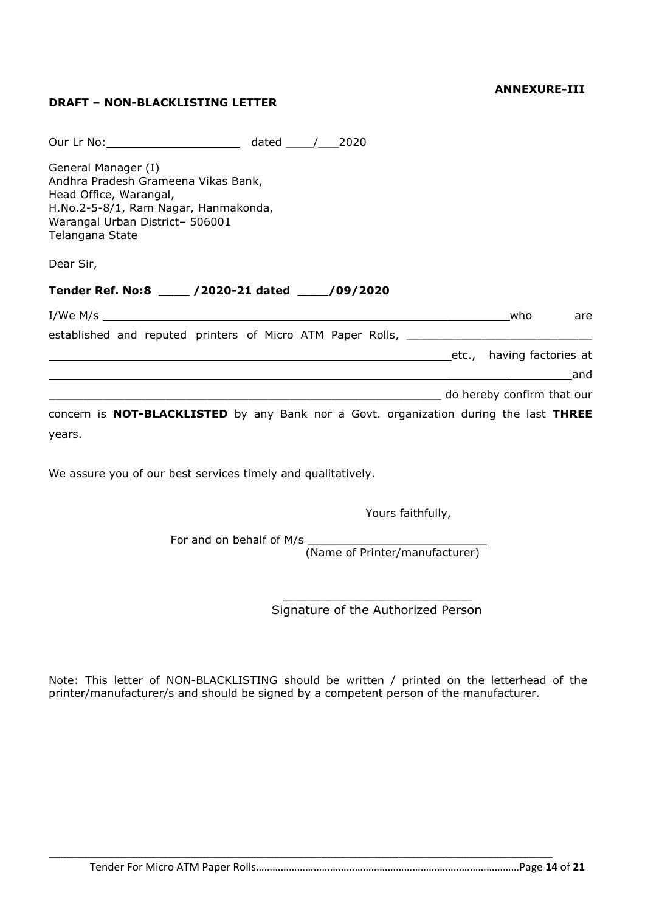**ANNEXURE-III**

**DRAFT – NON-BLACKLISTING LETTER**

Our Lr No:____________________ dated ____/___2020

General Manager (I)
Andhra Pradesh Grameena Vikas Bank,
Head Office, Warangal,
H.No.2-5-8/1, Ram Nagar, Hanmakonda,
Warangal Urban District– 506001
Telangana State

Dear Sir,

**Tender Ref. No:8 ____ /2020-21 dated ____/09/2020**

I/We M/s ____________________________________________________________who are established and reputed printers of Micro ATM Paper Rolls, ___________________________ ______________________________________________________________etc., having factories at _____________________________________________________________________________and ___________________________________________________________ do hereby confirm that our concern is **NOT-BLACKLISTED** by any Bank nor a Govt. organization during the last **THREE** years.

We assure you of our best services timely and qualitatively.

Yours faithfully,

For and on behalf of M/s ________________________
(Name of Printer/manufacturer)

__________________________
Signature of the Authorized Person

Note: This letter of NON-BLACKLISTING should be written / printed on the letterhead of the printer/manufacturer/s and should be signed by a competent person of the manufacturer.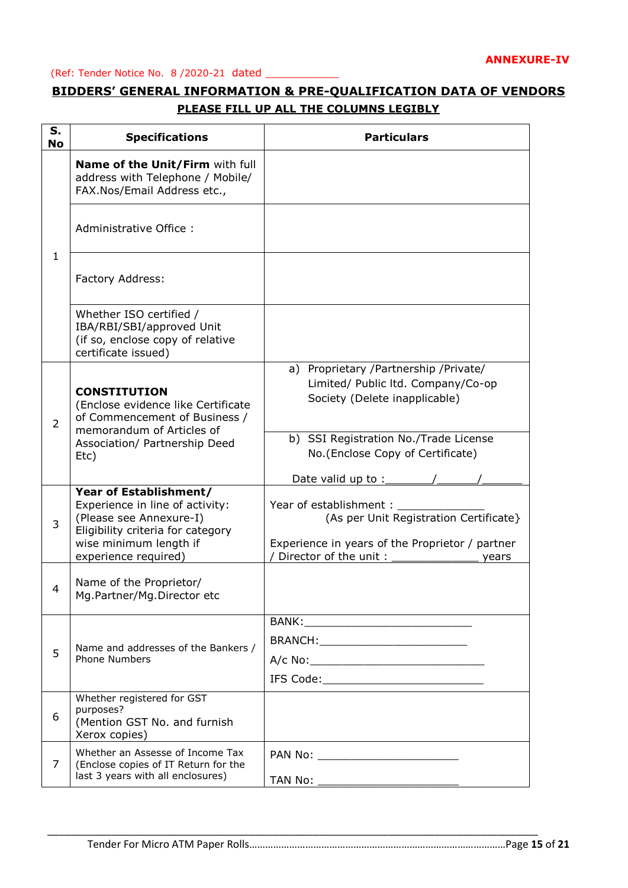**ANNEXURE-IV**

(Ref: Tender Notice No. 8 /2020-21 dated ____________

## BIDDERS' GENERAL INFORMATION & PRE-QUALIFICATION DATA OF VENDORS

**PLEASE FILL UP ALL THE COLUMNS LEGIBLY**

| S. No | Specifications | Particulars |
|---|---|---|
| 1 | **Name of the Unit/Firm** with full address with Telephone / Mobile/ FAX.Nos/Email Address etc., | |
| | Administrative Office : | |
| | Factory Address: | |
| | Whether ISO certified / IBA/RBI/SBI/approved Unit (if so, enclose copy of relative certificate issued) | |
| 2 | **CONSTITUTION** (Enclose evidence like Certificate of Commencement of Business / memorandum of Articles of Association/ Partnership Deed Etc) | a) Proprietary /Partnership /Private/ Limited/ Public ltd. Company/Co-op Society (Delete inapplicable) |
| | | b) SSI Registration No./Trade License No.(Enclose Copy of Certificate)<br><br>Date valid up to :_______/______/______ |
| 3 | **Year of Establishment/** Experience in line of activity: (Please see Annexure-I) Eligibility criteria for category wise minimum length if experience required) | Year of establishment : _____________ (As per Unit Registration Certificate}<br><br>Experience in years of the Proprietor / partner / Director of the unit : _____________ years |
| 4 | Name of the Proprietor/ Mg.Partner/Mg.Director etc | |
| 5 | Name and addresses of the Bankers / Phone Numbers | BANK:__________________________<br>BRANCH:_______________________<br>A/c No:____________________________<br>IFS Code:_________________________ |
| 6 | Whether registered for GST purposes? (Mention GST No. and furnish Xerox copies) | |
| 7 | Whether an Assesse of Income Tax (Enclose copies of IT Return for the last 3 years with all enclosures) | PAN No: ______________________<br><br>TAN No: ______________________ |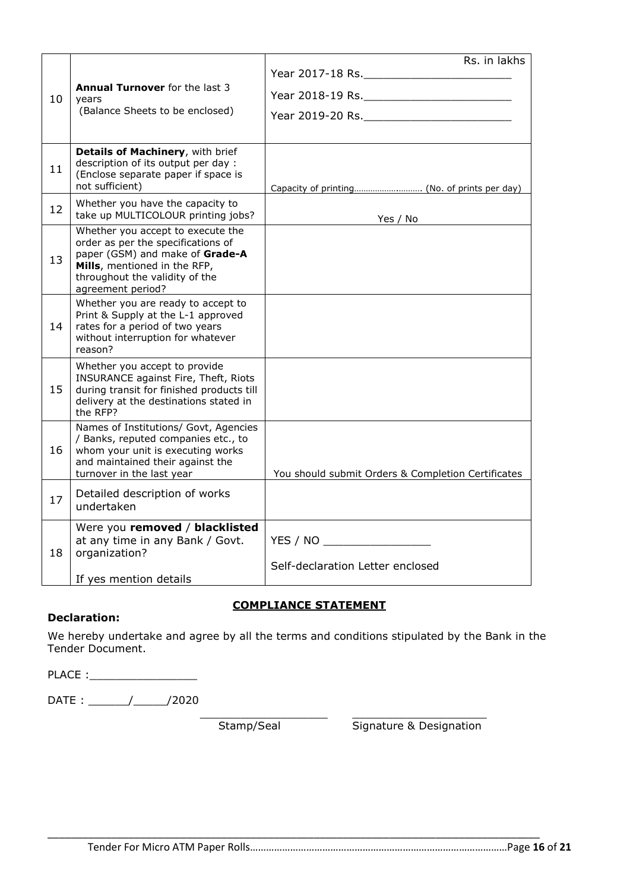| 10 | **Annual Turnover** for the last 3 years (Balance Sheets to be enclosed) | Rs. in lakhs<br>Year 2017-18 Rs.______________________<br>Year 2018-19 Rs.______________________<br>Year 2019-20 Rs.______________________ |
|---|---|---|
| 11 | **Details of Machinery**, with brief description of its output per day : (Enclose separate paper if space is not sufficient) | Capacity of printing………………………. (No. of prints per day) |
| 12 | Whether you have the capacity to take up MULTICOLOUR printing jobs? | Yes / No |
| 13 | Whether you accept to execute the order as per the specifications of paper (GSM) and make of **Grade-A Mills**, mentioned in the RFP, throughout the validity of the agreement period? | |
| 14 | Whether you are ready to accept to Print & Supply at the L-1 approved rates for a period of two years without interruption for whatever reason? | |
| 15 | Whether you accept to provide INSURANCE against Fire, Theft, Riots during transit for finished products till delivery at the destinations stated in the RFP? | |
| 16 | Names of Institutions/ Govt, Agencies / Banks, reputed companies etc., to whom your unit is executing works and maintained their against the turnover in the last year | You should submit Orders & Completion Certificates |
| 17 | Detailed description of works undertaken | |
| 18 | Were you **removed** / **blacklisted** at any time in any Bank / Govt. organization?<br><br>If yes mention details | YES / NO ________________<br><br>Self-declaration Letter enclosed |

**COMPLIANCE STATEMENT**

**Declaration:**

We hereby undertake and agree by all the terms and conditions stipulated by the Bank in the Tender Document.

PLACE :________________

DATE : ______/_____/2020

___________________ ___________________

Stamp/Seal Signature & Designation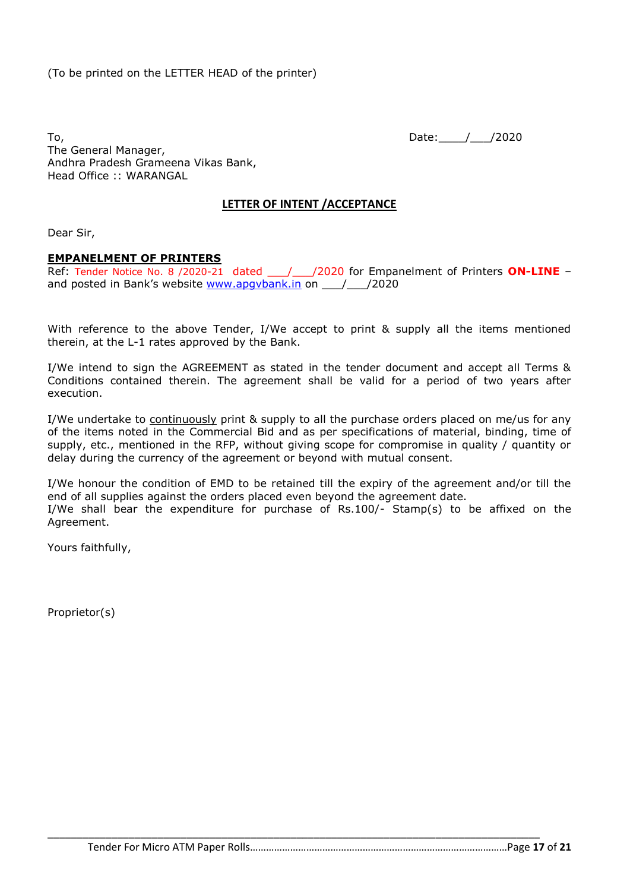(To be printed on the LETTER HEAD of the printer)

To,
The General Manager,
Andhra Pradesh Grameena Vikas Bank,
Head Office :: WARANGAL

Date:____/___/2020

**LETTER OF INTENT /ACCEPTANCE**

Dear Sir,

**EMPANELMENT OF PRINTERS**

Ref: Tender Notice No. 8 /2020-21 dated ___/___/2020 for Empanelment of Printers **ON-LINE** – and posted in Bank's website www.apgvbank.in on ___/___/2020

With reference to the above Tender, I/We accept to print & supply all the items mentioned therein, at the L-1 rates approved by the Bank.

I/We intend to sign the AGREEMENT as stated in the tender document and accept all Terms & Conditions contained therein. The agreement shall be valid for a period of two years after execution.

I/We undertake to continuously print & supply to all the purchase orders placed on me/us for any of the items noted in the Commercial Bid and as per specifications of material, binding, time of supply, etc., mentioned in the RFP, without giving scope for compromise in quality / quantity or delay during the currency of the agreement or beyond with mutual consent.

I/We honour the condition of EMD to be retained till the expiry of the agreement and/or till the end of all supplies against the orders placed even beyond the agreement date.
I/We shall bear the expenditure for purchase of Rs.100/- Stamp(s) to be affixed on the Agreement.

Yours faithfully,

Proprietor(s)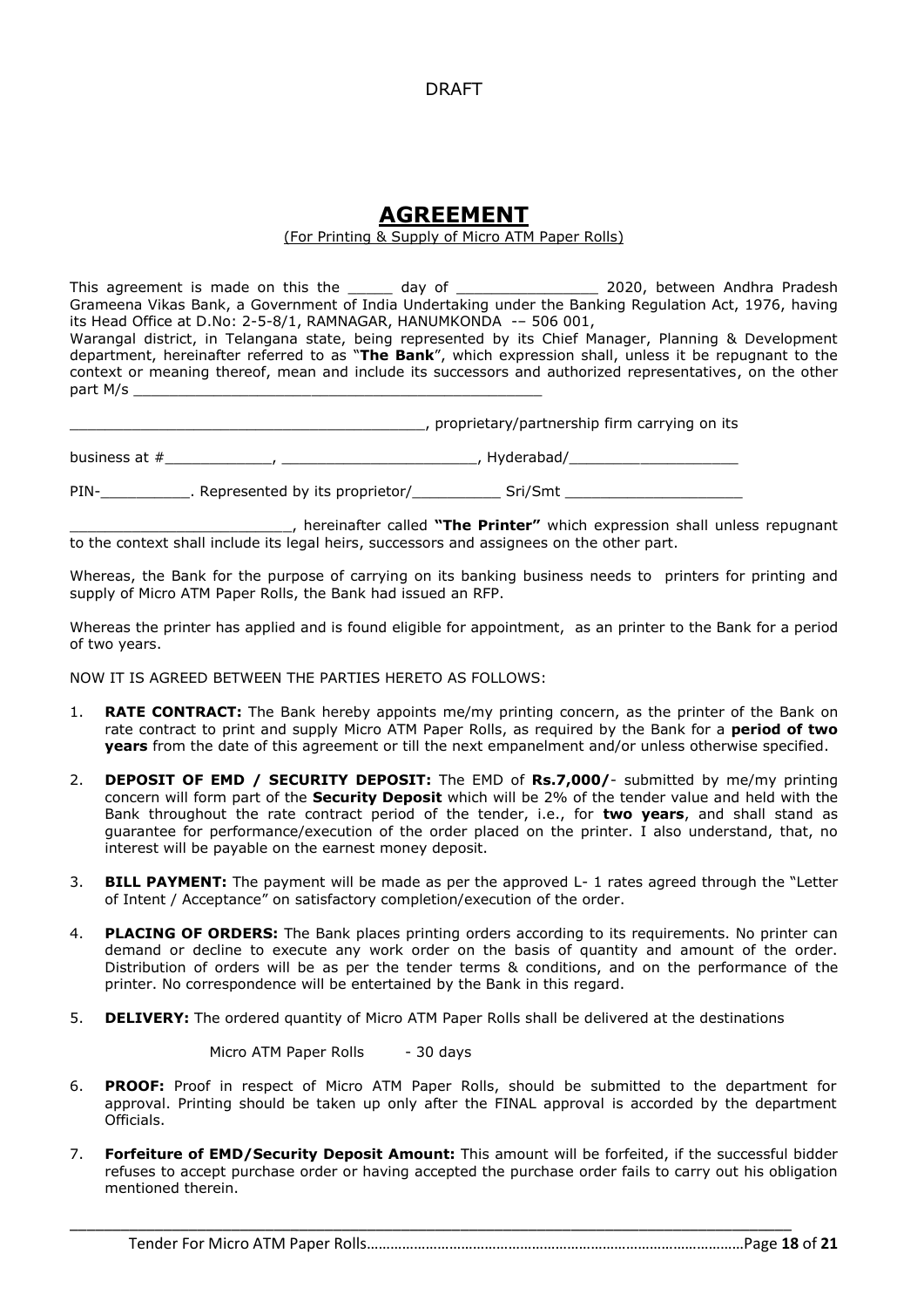DRAFT

# AGREEMENT

(For Printing & Supply of Micro ATM Paper Rolls)

This agreement is made on this the _____ day of ________________ 2020, between Andhra Pradesh Grameena Vikas Bank, a Government of India Undertaking under the Banking Regulation Act, 1976, having its Head Office at D.No: 2-5-8/1, RAMNAGAR, HANUMKONDA -– 506 001,
Warangal district, in Telangana state, being represented by its Chief Manager, Planning & Development department, hereinafter referred to as "**The Bank**", which expression shall, unless it be repugnant to the context or meaning thereof, mean and include its successors and authorized representatives, on the other part M/s _______________________________________________

________________________________________, proprietary/partnership firm carrying on its

business at #____________, ______________________, Hyderabad/___________________

PIN-__________. Represented by its proprietor/__________ Sri/Smt ____________________

_________________________, hereinafter called **"The Printer"** which expression shall unless repugnant to the context shall include its legal heirs, successors and assignees on the other part.

Whereas, the Bank for the purpose of carrying on its banking business needs to printers for printing and supply of Micro ATM Paper Rolls, the Bank had issued an RFP.

Whereas the printer has applied and is found eligible for appointment, as an printer to the Bank for a period of two years.

NOW IT IS AGREED BETWEEN THE PARTIES HERETO AS FOLLOWS:

1. **RATE CONTRACT:** The Bank hereby appoints me/my printing concern, as the printer of the Bank on rate contract to print and supply Micro ATM Paper Rolls, as required by the Bank for a **period of two years** from the date of this agreement or till the next empanelment and/or unless otherwise specified.
2. **DEPOSIT OF EMD / SECURITY DEPOSIT:** The EMD of **Rs.7,000/**- submitted by me/my printing concern will form part of the **Security Deposit** which will be 2% of the tender value and held with the Bank throughout the rate contract period of the tender, i.e., for **two years**, and shall stand as guarantee for performance/execution of the order placed on the printer. I also understand, that, no interest will be payable on the earnest money deposit.
3. **BILL PAYMENT:** The payment will be made as per the approved L- 1 rates agreed through the "Letter of Intent / Acceptance" on satisfactory completion/execution of the order.
4. **PLACING OF ORDERS:** The Bank places printing orders according to its requirements. No printer can demand or decline to execute any work order on the basis of quantity and amount of the order. Distribution of orders will be as per the tender terms & conditions, and on the performance of the printer. No correspondence will be entertained by the Bank in this regard.
5. **DELIVERY:** The ordered quantity of Micro ATM Paper Rolls shall be delivered at the destinations

   Micro ATM Paper Rolls - 30 days

6. **PROOF:** Proof in respect of Micro ATM Paper Rolls, should be submitted to the department for approval. Printing should be taken up only after the FINAL approval is accorded by the department Officials.
7. **Forfeiture of EMD/Security Deposit Amount:** This amount will be forfeited, if the successful bidder refuses to accept purchase order or having accepted the purchase order fails to carry out his obligation mentioned therein.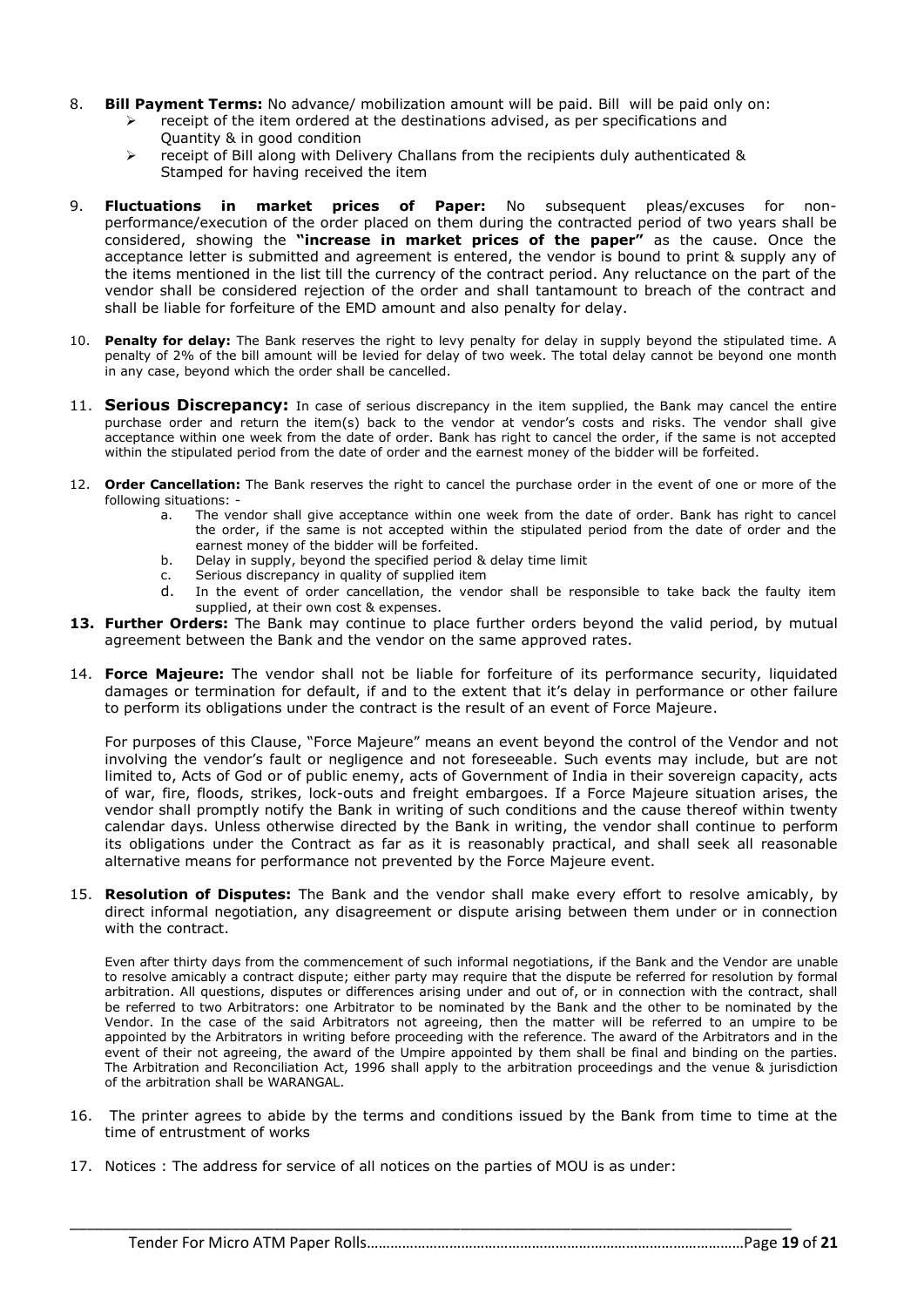8. **Bill Payment Terms:** No advance/ mobilization amount will be paid. Bill will be paid only on:
   - receipt of the item ordered at the destinations advised, as per specifications and Quantity & in good condition
   - receipt of Bill along with Delivery Challans from the recipients duly authenticated & Stamped for having received the item

9. **Fluctuations in market prices of Paper:** No subsequent pleas/excuses for non-performance/execution of the order placed on them during the contracted period of two years shall be considered, showing the **"increase in market prices of the paper"** as the cause. Once the acceptance letter is submitted and agreement is entered, the vendor is bound to print & supply any of the items mentioned in the list till the currency of the contract period. Any reluctance on the part of the vendor shall be considered rejection of the order and shall tantamount to breach of the contract and shall be liable for forfeiture of the EMD amount and also penalty for delay.

10. **Penalty for delay:** The Bank reserves the right to levy penalty for delay in supply beyond the stipulated time. A penalty of 2% of the bill amount will be levied for delay of two week. The total delay cannot be beyond one month in any case, beyond which the order shall be cancelled.

11. **Serious Discrepancy:** In case of serious discrepancy in the item supplied, the Bank may cancel the entire purchase order and return the item(s) back to the vendor at vendor's costs and risks. The vendor shall give acceptance within one week from the date of order. Bank has right to cancel the order, if the same is not accepted within the stipulated period from the date of order and the earnest money of the bidder will be forfeited.

12. **Order Cancellation:** The Bank reserves the right to cancel the purchase order in the event of one or more of the following situations: -
    a. The vendor shall give acceptance within one week from the date of order. Bank has right to cancel the order, if the same is not accepted within the stipulated period from the date of order and the earnest money of the bidder will be forfeited.
    b. Delay in supply, beyond the specified period & delay time limit
    c. Serious discrepancy in quality of supplied item
    d. In the event of order cancellation, the vendor shall be responsible to take back the faulty item supplied, at their own cost & expenses.

13. **Further Orders:** The Bank may continue to place further orders beyond the valid period, by mutual agreement between the Bank and the vendor on the same approved rates.

14. **Force Majeure:** The vendor shall not be liable for forfeiture of its performance security, liquidated damages or termination for default, if and to the extent that it's delay in performance or other failure to perform its obligations under the contract is the result of an event of Force Majeure.

    For purposes of this Clause, "Force Majeure" means an event beyond the control of the Vendor and not involving the vendor's fault or negligence and not foreseeable. Such events may include, but are not limited to, Acts of God or of public enemy, acts of Government of India in their sovereign capacity, acts of war, fire, floods, strikes, lock-outs and freight embargoes. If a Force Majeure situation arises, the vendor shall promptly notify the Bank in writing of such conditions and the cause thereof within twenty calendar days. Unless otherwise directed by the Bank in writing, the vendor shall continue to perform its obligations under the Contract as far as it is reasonably practical, and shall seek all reasonable alternative means for performance not prevented by the Force Majeure event.

15. **Resolution of Disputes:** The Bank and the vendor shall make every effort to resolve amicably, by direct informal negotiation, any disagreement or dispute arising between them under or in connection with the contract.

    Even after thirty days from the commencement of such informal negotiations, if the Bank and the Vendor are unable to resolve amicably a contract dispute; either party may require that the dispute be referred for resolution by formal arbitration. All questions, disputes or differences arising under and out of, or in connection with the contract, shall be referred to two Arbitrators: one Arbitrator to be nominated by the Bank and the other to be nominated by the Vendor. In the case of the said Arbitrators not agreeing, then the matter will be referred to an umpire to be appointed by the Arbitrators in writing before proceeding with the reference. The award of the Arbitrators and in the event of their not agreeing, the award of the Umpire appointed by them shall be final and binding on the parties. The Arbitration and Reconciliation Act, 1996 shall apply to the arbitration proceedings and the venue & jurisdiction of the arbitration shall be WARANGAL.

16. The printer agrees to abide by the terms and conditions issued by the Bank from time to time at the time of entrustment of works

17. Notices : The address for service of all notices on the parties of MOU is as under: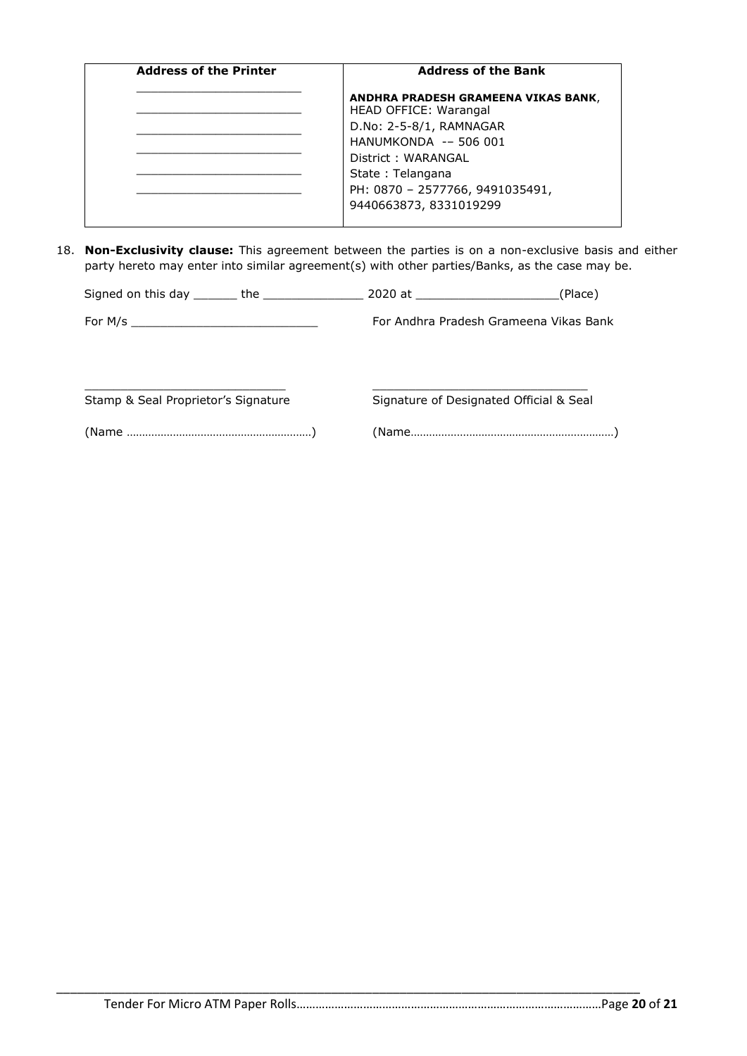| Address of the Printer | Address of the Bank |
|---|---|
| ________________________<br>________________________<br>________________________<br>________________________<br>________________________<br>________________________ | **ANDHRA PRADESH GRAMEENA VIKAS BANK**,<br>HEAD OFFICE: Warangal<br>D.No: 2-5-8/1, RAMNAGAR<br>HANUMKONDA -– 506 001<br>District : WARANGAL<br>State : Telangana<br>PH: 0870 – 2577766, 9491035491,<br>9440663873, 8331019299 |

18. **Non-Exclusivity clause:** This agreement between the parties is on a non-exclusive basis and either party hereto may enter into similar agreement(s) with other parties/Banks, as the case may be.

Signed on this day ______ the ______________ 2020 at ____________________(Place)

For M/s __________________________ For Andhra Pradesh Grameena Vikas Bank

_____________________________ _______________________________

Stamp & Seal Proprietor's Signature Signature of Designated Official & Seal

(Name ……………………………………………………) (Name…………………………………………………………)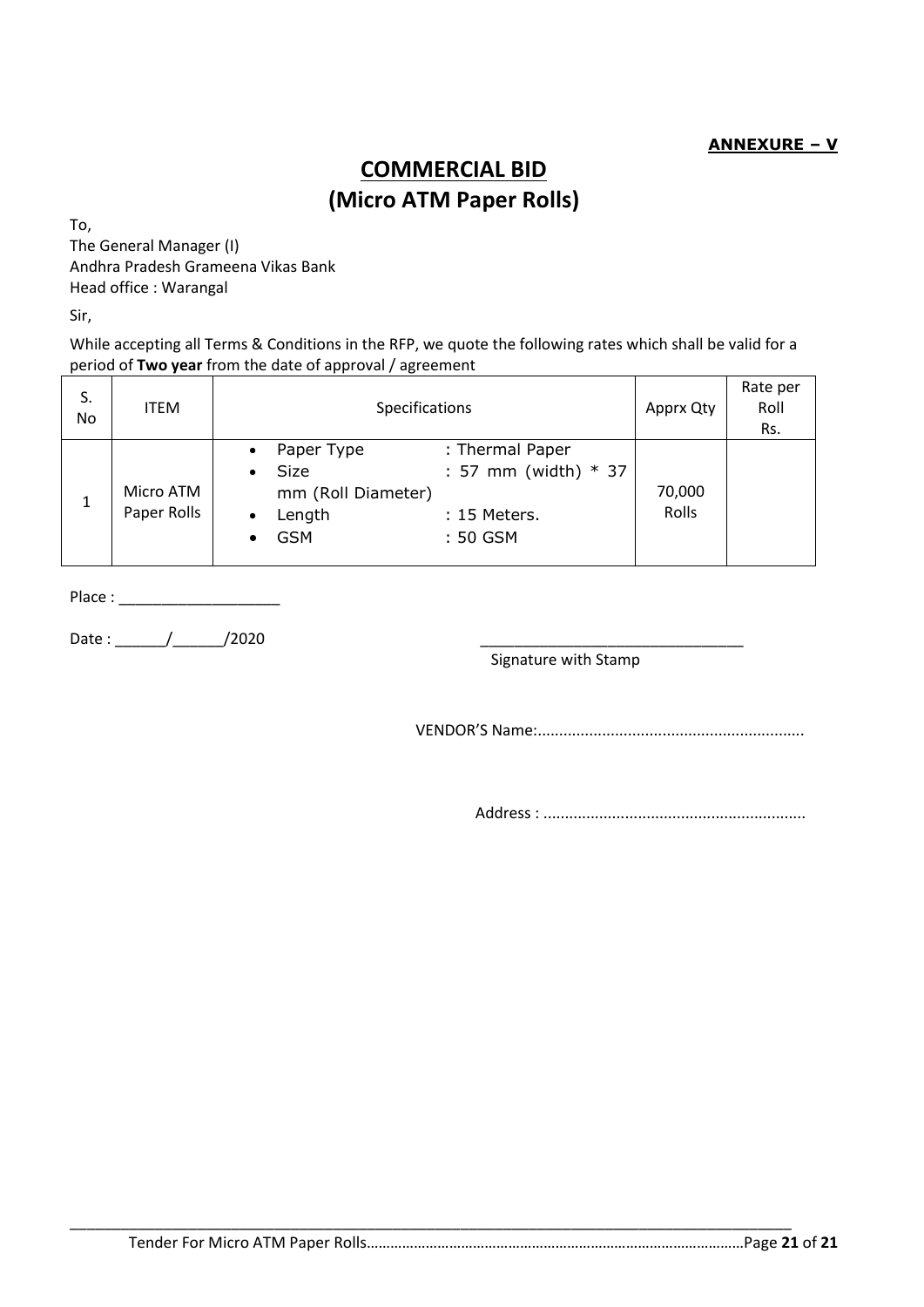**ANNEXURE – V**

# COMMERCIAL BID
## (Micro ATM Paper Rolls)

To,
The General Manager (I)
Andhra Pradesh Grameena Vikas Bank
Head office : Warangal

Sir,

While accepting all Terms & Conditions in the RFP, we quote the following rates which shall be valid for a period of **Two year** from the date of approval / agreement

| S. No | ITEM | Specifications | Apprx Qty | Rate per Roll Rs. |
|---|---|---|---|---|
| 1 | Micro ATM Paper Rolls | • Paper Type : Thermal Paper<br>• Size : 57 mm (width) * 37 mm (Roll Diameter)<br>• Length : 15 Meters.<br>• GSM : 50 GSM | 70,000 Rolls | |

Place : ___________________

Date : ______/______/2020

_______________________________
Signature with Stamp

VENDOR'S Name:.............................................................

Address : ............................................................